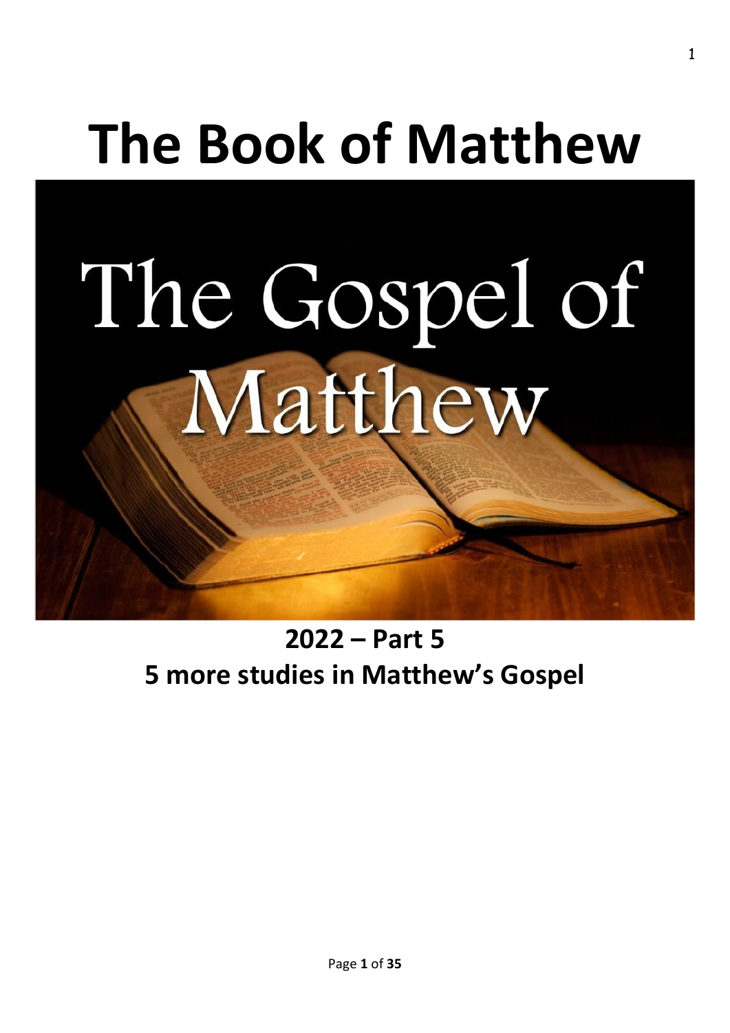# The Book of Matthew

The Gospel of Matthew

## 2022 – Part 5
## 5 more studies in Matthew's Gospel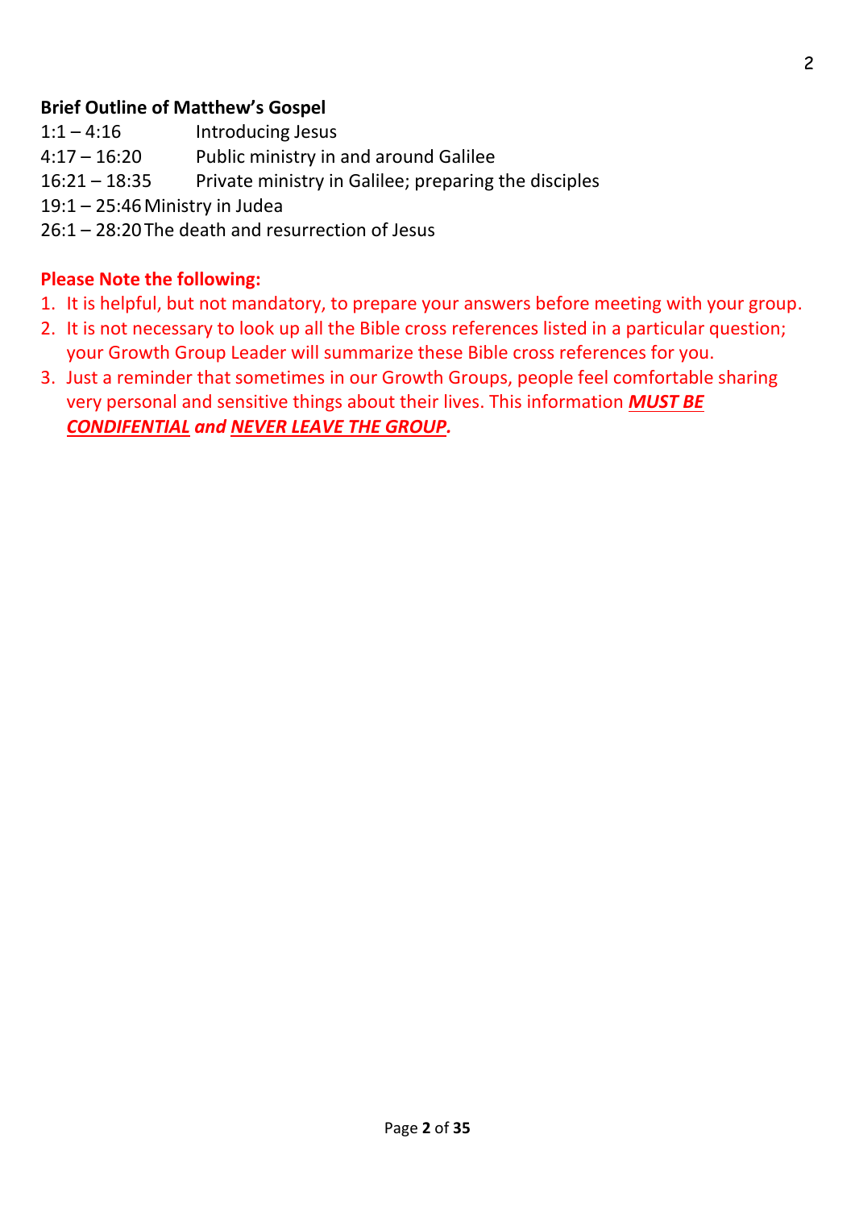**Brief Outline of Matthew's Gospel**

| | |
|---|---|
| 1:1 – 4:16 | Introducing Jesus |
| 4:17 – 16:20 | Public ministry in and around Galilee |
| 16:21 – 18:35 | Private ministry in Galilee; preparing the disciples |
| 19:1 – 25:46 | Ministry in Judea |
| 26:1 – 28:20 | The death and resurrection of Jesus |

**Please Note the following:**

1. It is helpful, but not mandatory, to prepare your answers before meeting with your group.
2. It is not necessary to look up all the Bible cross references listed in a particular question; your Growth Group Leader will summarize these Bible cross references for you.
3. Just a reminder that sometimes in our Growth Groups, people feel comfortable sharing very personal and sensitive things about their lives. This information ***MUST BE CONDIFENTIAL*** ***and*** ***NEVER LEAVE THE GROUP.***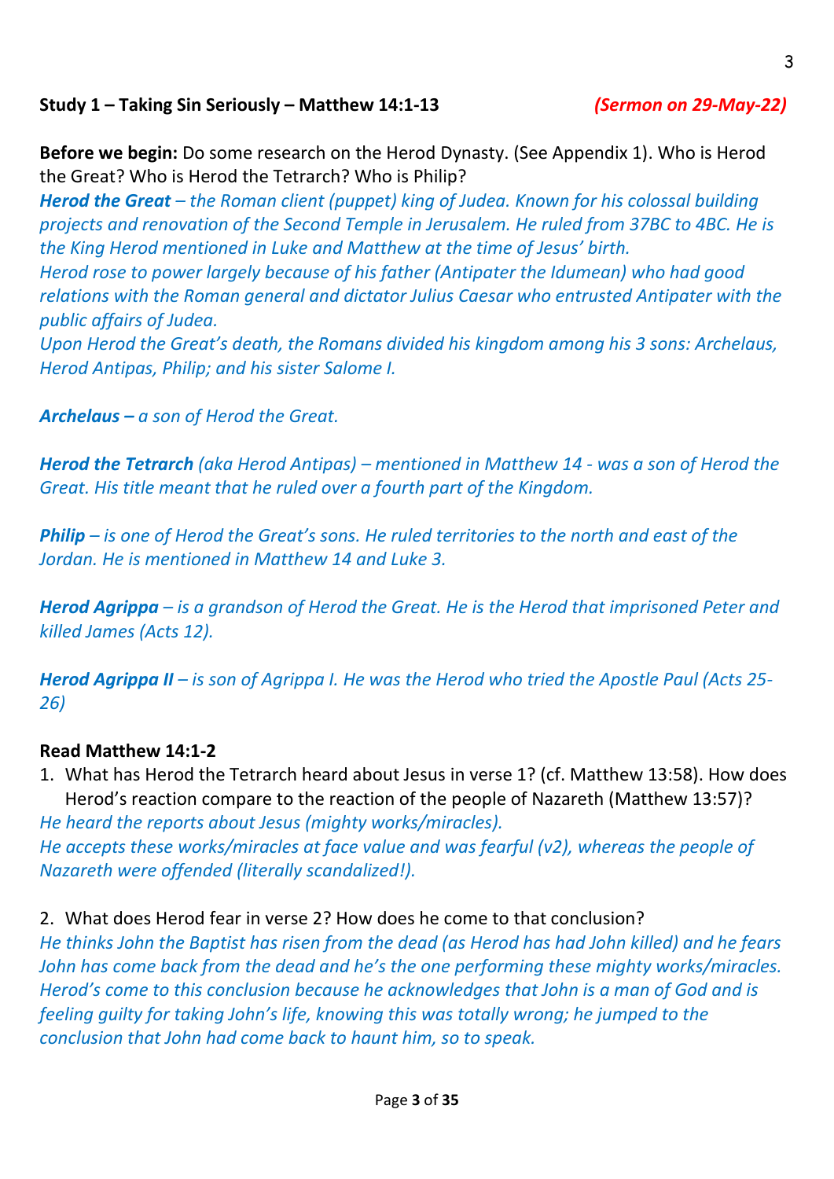**Study 1 – Taking Sin Seriously – Matthew 14:1-13** ***(Sermon on 29-May-22)***

**Before we begin:** Do some research on the Herod Dynasty. (See Appendix 1). Who is Herod the Great? Who is Herod the Tetrarch? Who is Philip?

***Herod the Great*** *– the Roman client (puppet) king of Judea. Known for his colossal building projects and renovation of the Second Temple in Jerusalem. He ruled from 37BC to 4BC. He is the King Herod mentioned in Luke and Matthew at the time of Jesus' birth.*

*Herod rose to power largely because of his father (Antipater the Idumean) who had good relations with the Roman general and dictator Julius Caesar who entrusted Antipater with the public affairs of Judea.*

*Upon Herod the Great's death, the Romans divided his kingdom among his 3 sons: Archelaus, Herod Antipas, Philip; and his sister Salome I.*

***Archelaus –*** *a son of Herod the Great.*

***Herod the Tetrarch*** *(aka Herod Antipas) – mentioned in Matthew 14 - was a son of Herod the Great. His title meant that he ruled over a fourth part of the Kingdom.*

***Philip*** *– is one of Herod the Great's sons. He ruled territories to the north and east of the Jordan. He is mentioned in Matthew 14 and Luke 3.*

***Herod Agrippa*** *– is a grandson of Herod the Great. He is the Herod that imprisoned Peter and killed James (Acts 12).*

***Herod Agrippa II*** *– is son of Agrippa I. He was the Herod who tried the Apostle Paul (Acts 25-26)*

**Read Matthew 14:1-2**

1. What has Herod the Tetrarch heard about Jesus in verse 1? (cf. Matthew 13:58). How does Herod's reaction compare to the reaction of the people of Nazareth (Matthew 13:57)?

*He heard the reports about Jesus (mighty works/miracles).*

*He accepts these works/miracles at face value and was fearful (v2), whereas the people of Nazareth were offended (literally scandalized!).*

2. What does Herod fear in verse 2? How does he come to that conclusion?

*He thinks John the Baptist has risen from the dead (as Herod has had John killed) and he fears John has come back from the dead and he's the one performing these mighty works/miracles. Herod's come to this conclusion because he acknowledges that John is a man of God and is feeling guilty for taking John's life, knowing this was totally wrong; he jumped to the conclusion that John had come back to haunt him, so to speak.*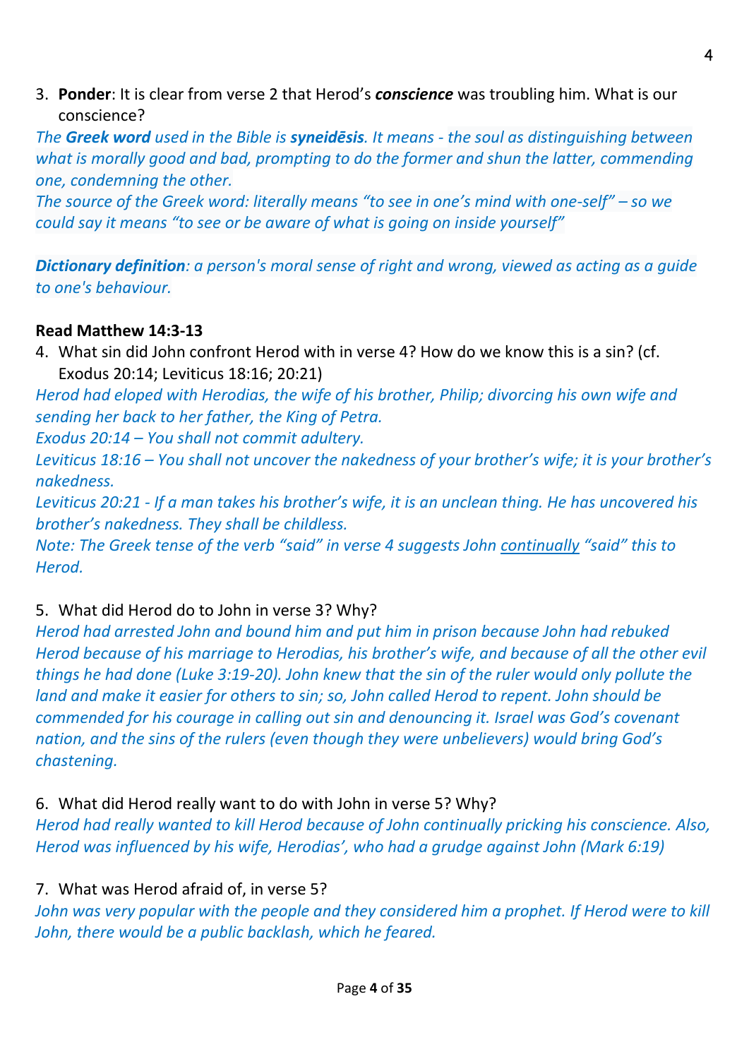3. **Ponder**: It is clear from verse 2 that Herod's ***conscience*** was troubling him. What is our conscience?

*The **Greek word** used in the Bible is **syneidēsis**. It means - the soul as distinguishing between what is morally good and bad, prompting to do the former and shun the latter, commending one, condemning the other.*

*The source of the Greek word: literally means "to see in one's mind with one-self" – so we could say it means "to see or be aware of what is going on inside yourself"*

***Dictionary definition**: a person's moral sense of right and wrong, viewed as acting as a guide to one's behaviour.*

**Read Matthew 14:3-13**

4. What sin did John confront Herod with in verse 4? How do we know this is a sin? (cf. Exodus 20:14; Leviticus 18:16; 20:21)

*Herod had eloped with Herodias, the wife of his brother, Philip; divorcing his own wife and sending her back to her father, the King of Petra.*

*Exodus 20:14 – You shall not commit adultery.*

*Leviticus 18:16 – You shall not uncover the nakedness of your brother's wife; it is your brother's nakedness.*

*Leviticus 20:21 - If a man takes his brother's wife, it is an unclean thing. He has uncovered his brother's nakedness. They shall be childless.*

*Note: The Greek tense of the verb "said" in verse 4 suggests John <u>continually</u> "said" this to Herod.*

5. What did Herod do to John in verse 3? Why?

*Herod had arrested John and bound him and put him in prison because John had rebuked Herod because of his marriage to Herodias, his brother's wife, and because of all the other evil things he had done (Luke 3:19-20). John knew that the sin of the ruler would only pollute the land and make it easier for others to sin; so, John called Herod to repent. John should be commended for his courage in calling out sin and denouncing it. Israel was God's covenant nation, and the sins of the rulers (even though they were unbelievers) would bring God's chastening.*

6. What did Herod really want to do with John in verse 5? Why?

*Herod had really wanted to kill Herod because of John continually pricking his conscience. Also, Herod was influenced by his wife, Herodias', who had a grudge against John (Mark 6:19)*

7. What was Herod afraid of, in verse 5?

*John was very popular with the people and they considered him a prophet. If Herod were to kill John, there would be a public backlash, which he feared.*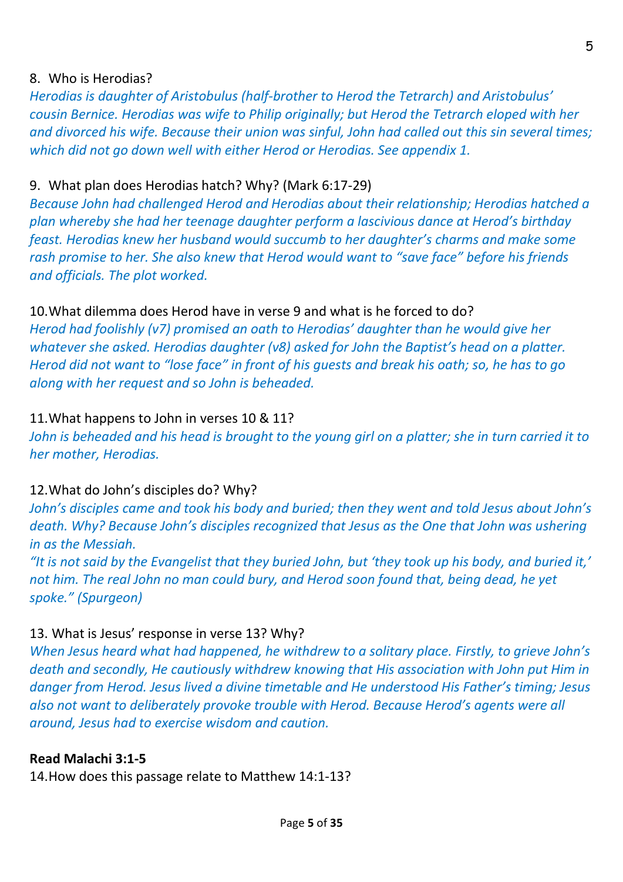8. Who is Herodias?

*Herodias is daughter of Aristobulus (half-brother to Herod the Tetrarch) and Aristobulus' cousin Bernice. Herodias was wife to Philip originally; but Herod the Tetrarch eloped with her and divorced his wife. Because their union was sinful, John had called out this sin several times; which did not go down well with either Herod or Herodias. See appendix 1.*

9. What plan does Herodias hatch? Why? (Mark 6:17-29)

*Because John had challenged Herod and Herodias about their relationship; Herodias hatched a plan whereby she had her teenage daughter perform a lascivious dance at Herod's birthday feast. Herodias knew her husband would succumb to her daughter's charms and make some rash promise to her. She also knew that Herod would want to "save face" before his friends and officials. The plot worked.*

10. What dilemma does Herod have in verse 9 and what is he forced to do?

*Herod had foolishly (v7) promised an oath to Herodias' daughter than he would give her whatever she asked. Herodias daughter (v8) asked for John the Baptist's head on a platter. Herod did not want to "lose face" in front of his guests and break his oath; so, he has to go along with her request and so John is beheaded.*

11. What happens to John in verses 10 & 11?

*John is beheaded and his head is brought to the young girl on a platter; she in turn carried it to her mother, Herodias.*

12. What do John's disciples do? Why?

*John's disciples came and took his body and buried; then they went and told Jesus about John's death. Why? Because John's disciples recognized that Jesus as the One that John was ushering in as the Messiah.*

*"It is not said by the Evangelist that they buried John, but 'they took up his body, and buried it,' not him. The real John no man could bury, and Herod soon found that, being dead, he yet spoke." (Spurgeon)*

13. What is Jesus' response in verse 13? Why?

*When Jesus heard what had happened, he withdrew to a solitary place. Firstly, to grieve John's death and secondly, He cautiously withdrew knowing that His association with John put Him in danger from Herod. Jesus lived a divine timetable and He understood His Father's timing; Jesus also not want to deliberately provoke trouble with Herod. Because Herod's agents were all around, Jesus had to exercise wisdom and caution.*

**Read Malachi 3:1-5**

14. How does this passage relate to Matthew 14:1-13?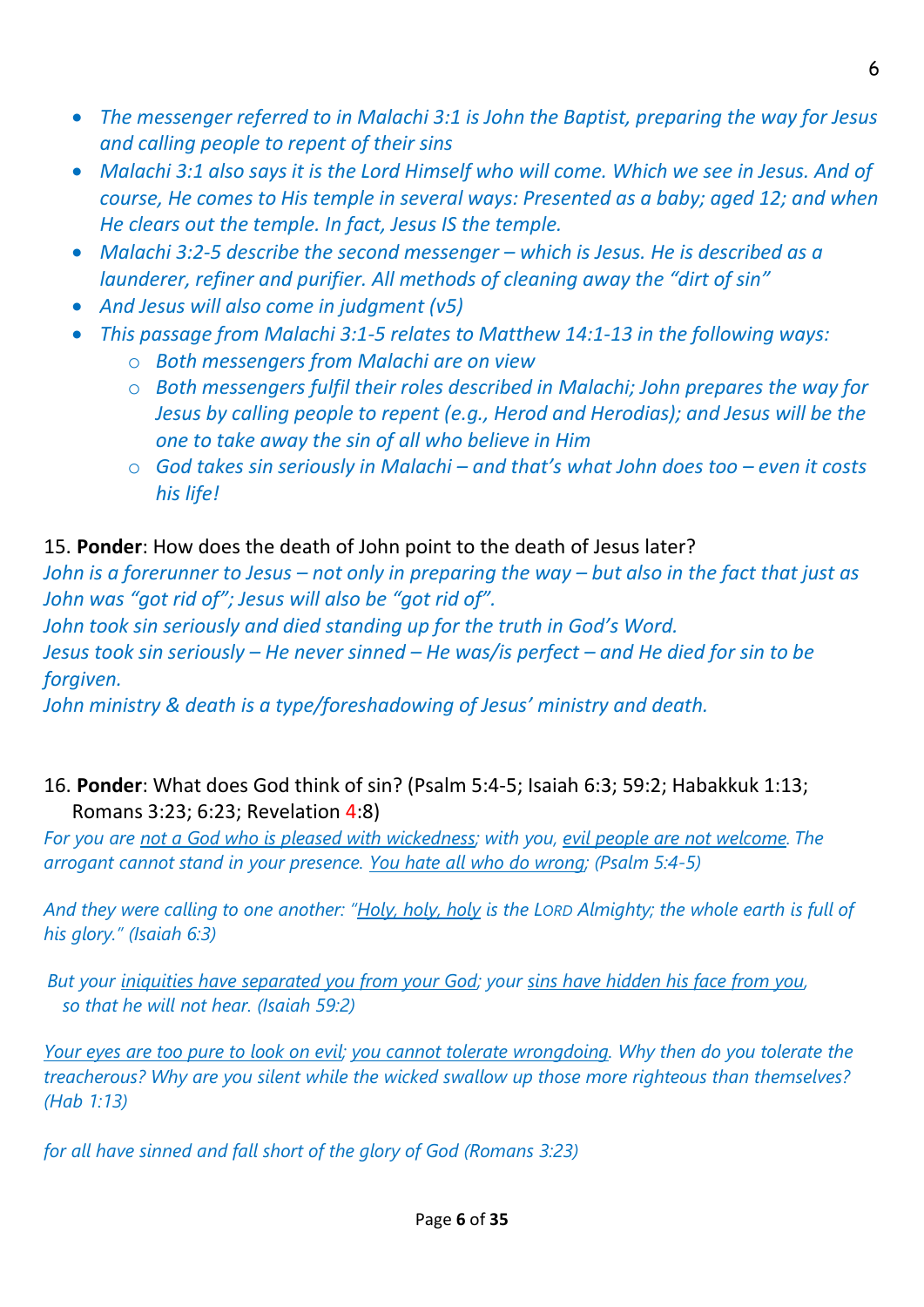- *The messenger referred to in Malachi 3:1 is John the Baptist, preparing the way for Jesus and calling people to repent of their sins*
- *Malachi 3:1 also says it is the Lord Himself who will come. Which we see in Jesus. And of course, He comes to His temple in several ways: Presented as a baby; aged 12; and when He clears out the temple. In fact, Jesus IS the temple.*
- *Malachi 3:2-5 describe the second messenger – which is Jesus. He is described as a launderer, refiner and purifier. All methods of cleaning away the "dirt of sin"*
- *And Jesus will also come in judgment (v5)*
- *This passage from Malachi 3:1-5 relates to Matthew 14:1-13 in the following ways:*
    - *Both messengers from Malachi are on view*
    - *Both messengers fulfil their roles described in Malachi; John prepares the way for Jesus by calling people to repent (e.g., Herod and Herodias); and Jesus will be the one to take away the sin of all who believe in Him*
    - *God takes sin seriously in Malachi – and that's what John does too – even it costs his life!*

15. **Ponder**: How does the death of John point to the death of Jesus later?
*John is a forerunner to Jesus – not only in preparing the way – but also in the fact that just as John was "got rid of"; Jesus will also be "got rid of".*
*John took sin seriously and died standing up for the truth in God's Word.*
*Jesus took sin seriously – He never sinned – He was/is perfect – and He died for sin to be forgiven.*
*John ministry & death is a type/foreshadowing of Jesus' ministry and death.*

16. **Ponder**: What does God think of sin? (Psalm 5:4-5; Isaiah 6:3; 59:2; Habakkuk 1:13; Romans 3:23; 6:23; Revelation 4:8)
*For you are <u>not a God who is pleased with wickedness</u>; with you, <u>evil people are not welcome</u>. The arrogant cannot stand in your presence. <u>You hate all who do wrong</u>; (Psalm 5:4-5)*

*And they were calling to one another: "<u>Holy, holy, holy</u> is the LORD Almighty; the whole earth is full of his glory." (Isaiah 6:3)*

*But your <u>iniquities have separated you from your God</u>; your <u>sins have hidden his face from you</u>, so that he will not hear. (Isaiah 59:2)*

*<u>Your eyes are too pure to look on evil</u>; <u>you cannot tolerate wrongdoing</u>. Why then do you tolerate the treacherous? Why are you silent while the wicked swallow up those more righteous than themselves? (Hab 1:13)*

*for all have sinned and fall short of the glory of God (Romans 3:23)*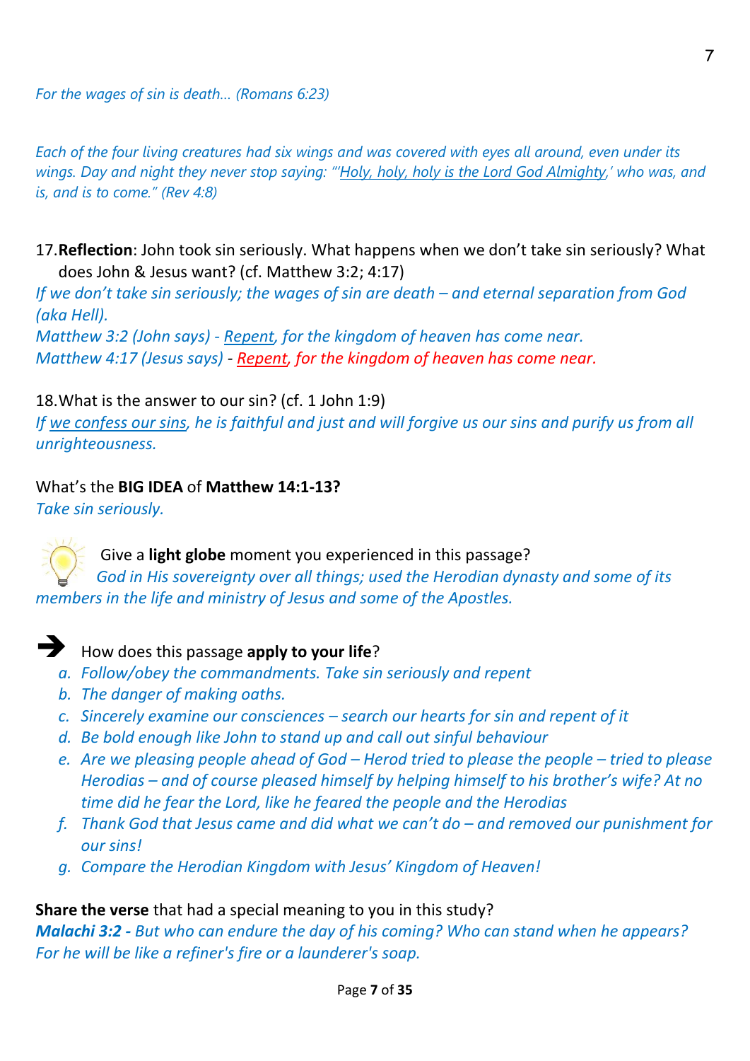*For the wages of sin is death... (Romans 6:23)*

*Each of the four living creatures had six wings and was covered with eyes all around, even under its wings. Day and night they never stop saying: "'<u>Holy, holy, holy is the Lord God Almighty</u>,' who was, and is, and is to come." (Rev 4:8)*

17. **Reflection**: John took sin seriously. What happens when we don't take sin seriously? What does John & Jesus want? (cf. Matthew 3:2; 4:17)

*If we don't take sin seriously; the wages of sin are death – and eternal separation from God (aka Hell).*
*Matthew 3:2 (John says) - <u>Repent</u>, for the kingdom of heaven has come near.*
*Matthew 4:17 (Jesus says) - <u>Repent</u>, for the kingdom of heaven has come near.*

18. What is the answer to our sin? (cf. 1 John 1:9)

*If <u>we confess our sins</u>, he is faithful and just and will forgive us our sins and purify us from all unrighteousness.*

What's the **BIG IDEA** of **Matthew 14:1-13?**
*Take sin seriously.*

Give a **light globe** moment you experienced in this passage?
*God in His sovereignty over all things; used the Herodian dynasty and some of its members in the life and ministry of Jesus and some of the Apostles.*

➔ How does this passage **apply to your life**?

a. *Follow/obey the commandments. Take sin seriously and repent*
b. *The danger of making oaths.*
c. *Sincerely examine our consciences – search our hearts for sin and repent of it*
d. *Be bold enough like John to stand up and call out sinful behaviour*
e. *Are we pleasing people ahead of God – Herod tried to please the people – tried to please Herodias – and of course pleased himself by helping himself to his brother's wife? At no time did he fear the Lord, like he feared the people and the Herodias*
f. *Thank God that Jesus came and did what we can't do – and removed our punishment for our sins!*
g. *Compare the Herodian Kingdom with Jesus' Kingdom of Heaven!*

**Share the verse** that had a special meaning to you in this study?
***Malachi 3:2 -** But who can endure the day of his coming? Who can stand when he appears? For he will be like a refiner's fire or a launderer's soap.*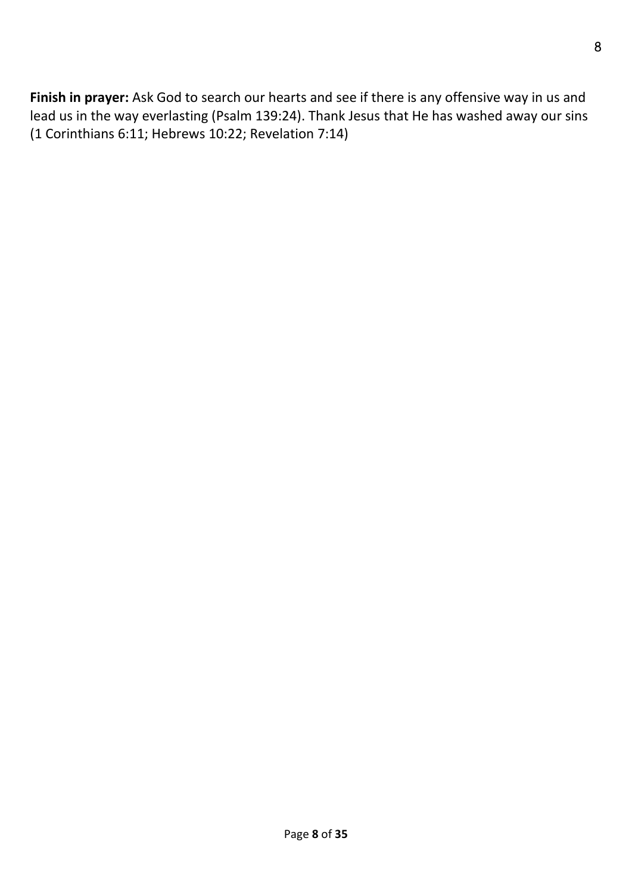**Finish in prayer:** Ask God to search our hearts and see if there is any offensive way in us and lead us in the way everlasting (Psalm 139:24). Thank Jesus that He has washed away our sins (1 Corinthians 6:11; Hebrews 10:22; Revelation 7:14)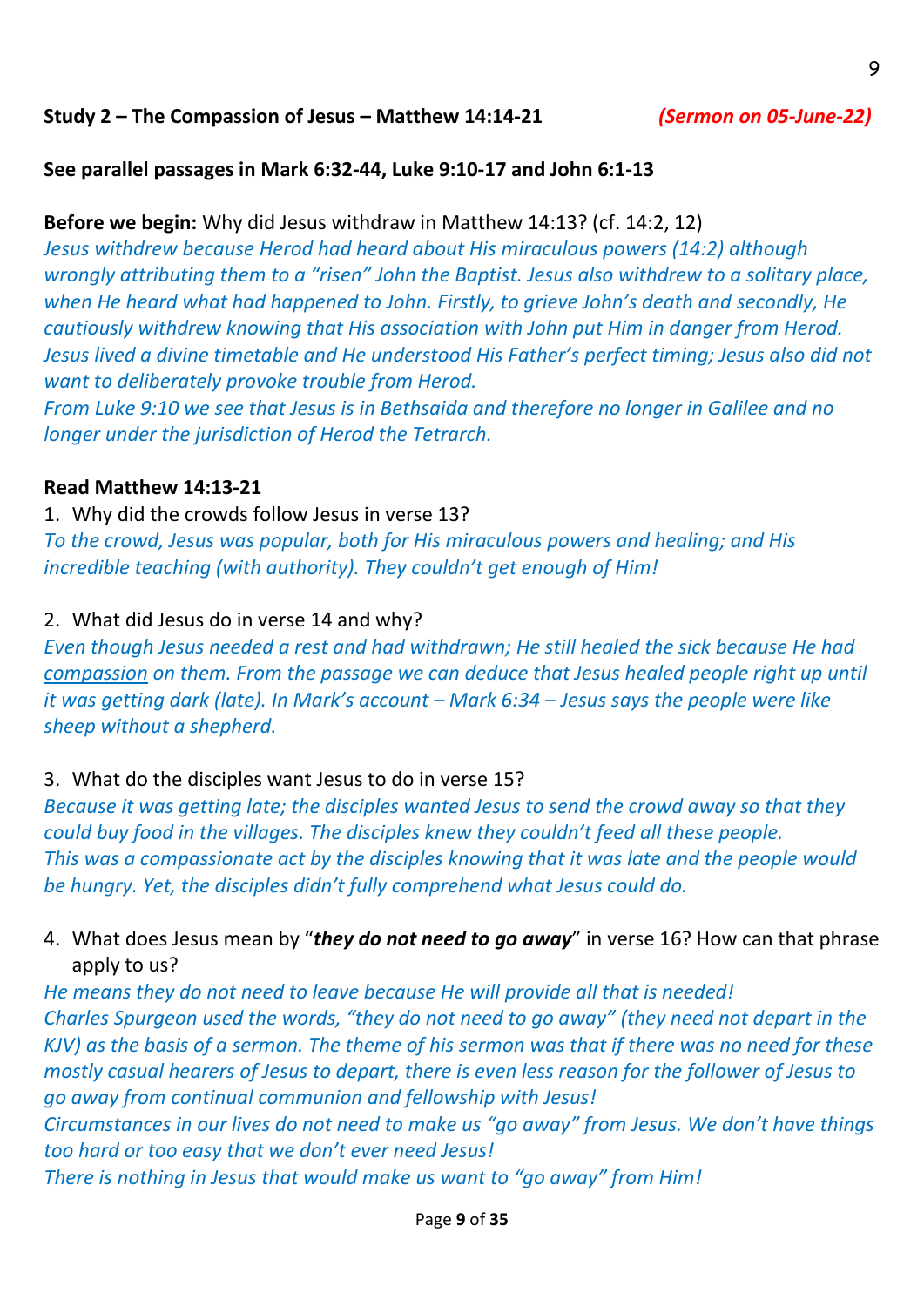**Study 2 – The Compassion of Jesus – Matthew 14:14-21** *(Sermon on 05-June-22)*

**See parallel passages in Mark 6:32-44, Luke 9:10-17 and John 6:1-13**

**Before we begin:** Why did Jesus withdraw in Matthew 14:13? (cf. 14:2, 12)

*Jesus withdrew because Herod had heard about His miraculous powers (14:2) although wrongly attributing them to a "risen" John the Baptist. Jesus also withdrew to a solitary place, when He heard what had happened to John. Firstly, to grieve John's death and secondly, He cautiously withdrew knowing that His association with John put Him in danger from Herod. Jesus lived a divine timetable and He understood His Father's perfect timing; Jesus also did not want to deliberately provoke trouble from Herod.*

*From Luke 9:10 we see that Jesus is in Bethsaida and therefore no longer in Galilee and no longer under the jurisdiction of Herod the Tetrarch.*

**Read Matthew 14:13-21**

1. Why did the crowds follow Jesus in verse 13?

*To the crowd, Jesus was popular, both for His miraculous powers and healing; and His incredible teaching (with authority). They couldn't get enough of Him!*

2. What did Jesus do in verse 14 and why?

*Even though Jesus needed a rest and had withdrawn; He still healed the sick because He had <u>compassion</u> on them. From the passage we can deduce that Jesus healed people right up until it was getting dark (late). In Mark's account – Mark 6:34 – Jesus says the people were like sheep without a shepherd.*

3. What do the disciples want Jesus to do in verse 15?

*Because it was getting late; the disciples wanted Jesus to send the crowd away so that they could buy food in the villages. The disciples knew they couldn't feed all these people.*
*This was a compassionate act by the disciples knowing that it was late and the people would be hungry. Yet, the disciples didn't fully comprehend what Jesus could do.*

4. What does Jesus mean by "***they do not need to go away***" in verse 16? How can that phrase apply to us?

*He means they do not need to leave because He will provide all that is needed!*
*Charles Spurgeon used the words, "they do not need to go away" (they need not depart in the KJV) as the basis of a sermon. The theme of his sermon was that if there was no need for these mostly casual hearers of Jesus to depart, there is even less reason for the follower of Jesus to go away from continual communion and fellowship with Jesus!*
*Circumstances in our lives do not need to make us "go away" from Jesus. We don't have things too hard or too easy that we don't ever need Jesus!*
*There is nothing in Jesus that would make us want to "go away" from Him!*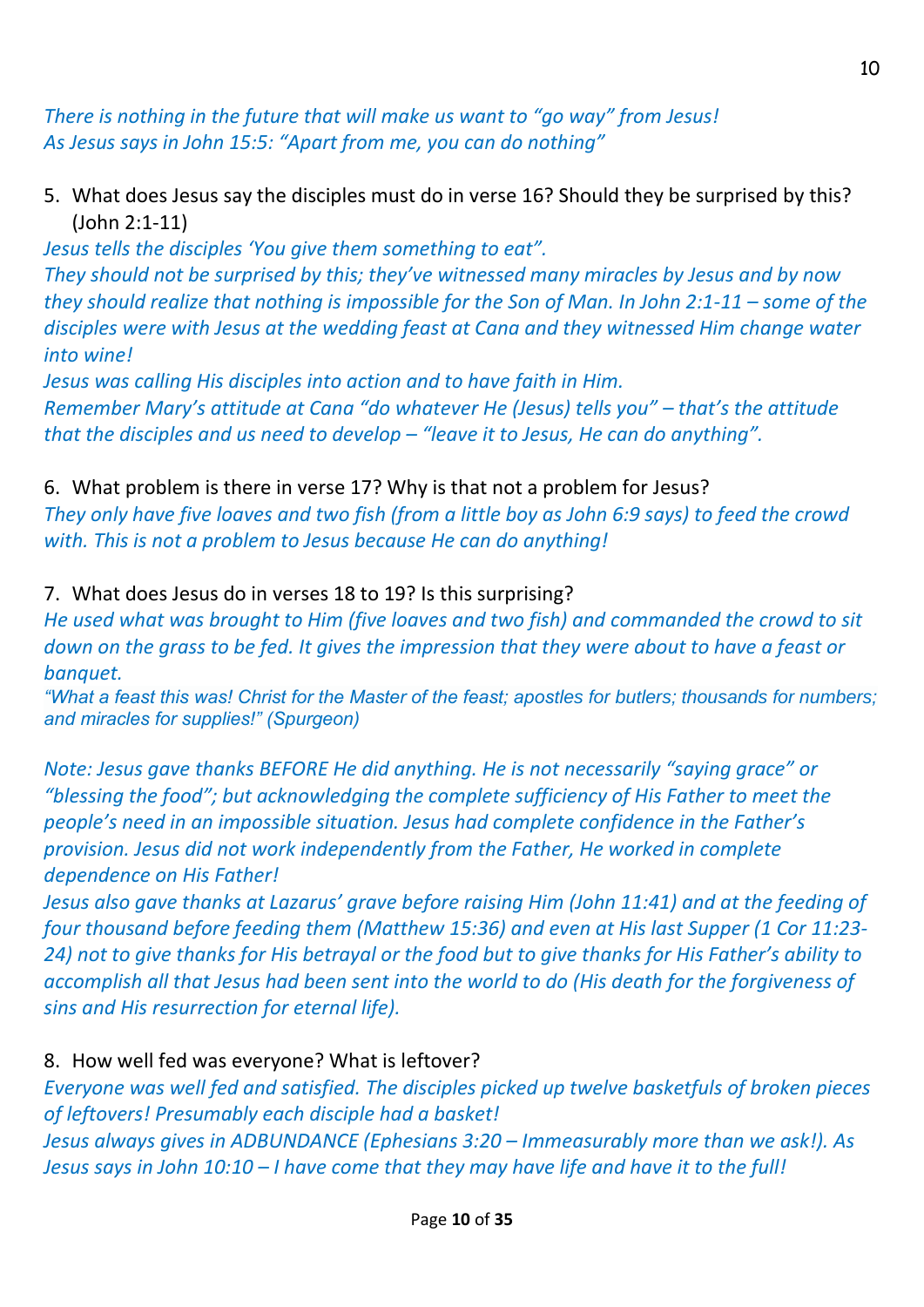*There is nothing in the future that will make us want to "go way" from Jesus!*
*As Jesus says in John 15:5: "Apart from me, you can do nothing"*

5. What does Jesus say the disciples must do in verse 16? Should they be surprised by this? (John 2:1-11)

*Jesus tells the disciples 'You give them something to eat".*
*They should not be surprised by this; they've witnessed many miracles by Jesus and by now they should realize that nothing is impossible for the Son of Man. In John 2:1-11 – some of the disciples were with Jesus at the wedding feast at Cana and they witnessed Him change water into wine!*
*Jesus was calling His disciples into action and to have faith in Him.*
*Remember Mary's attitude at Cana "do whatever He (Jesus) tells you" – that's the attitude that the disciples and us need to develop – "leave it to Jesus, He can do anything".*

6. What problem is there in verse 17? Why is that not a problem for Jesus?

*They only have five loaves and two fish (from a little boy as John 6:9 says) to feed the crowd with. This is not a problem to Jesus because He can do anything!*

7. What does Jesus do in verses 18 to 19? Is this surprising?

*He used what was brought to Him (five loaves and two fish) and commanded the crowd to sit down on the grass to be fed. It gives the impression that they were about to have a feast or banquet.*
*"What a feast this was! Christ for the Master of the feast; apostles for butlers; thousands for numbers; and miracles for supplies!" (Spurgeon)*

*Note: Jesus gave thanks BEFORE He did anything. He is not necessarily "saying grace" or "blessing the food"; but acknowledging the complete sufficiency of His Father to meet the people's need in an impossible situation. Jesus had complete confidence in the Father's provision. Jesus did not work independently from the Father, He worked in complete dependence on His Father!*
*Jesus also gave thanks at Lazarus' grave before raising Him (John 11:41) and at the feeding of four thousand before feeding them (Matthew 15:36) and even at His last Supper (1 Cor 11:23-24) not to give thanks for His betrayal or the food but to give thanks for His Father's ability to accomplish all that Jesus had been sent into the world to do (His death for the forgiveness of sins and His resurrection for eternal life).*

8. How well fed was everyone? What is leftover?

*Everyone was well fed and satisfied. The disciples picked up twelve basketfuls of broken pieces of leftovers! Presumably each disciple had a basket!*
*Jesus always gives in ADBUNDANCE (Ephesians 3:20 – Immeasurably more than we ask!). As Jesus says in John 10:10 – I have come that they may have life and have it to the full!*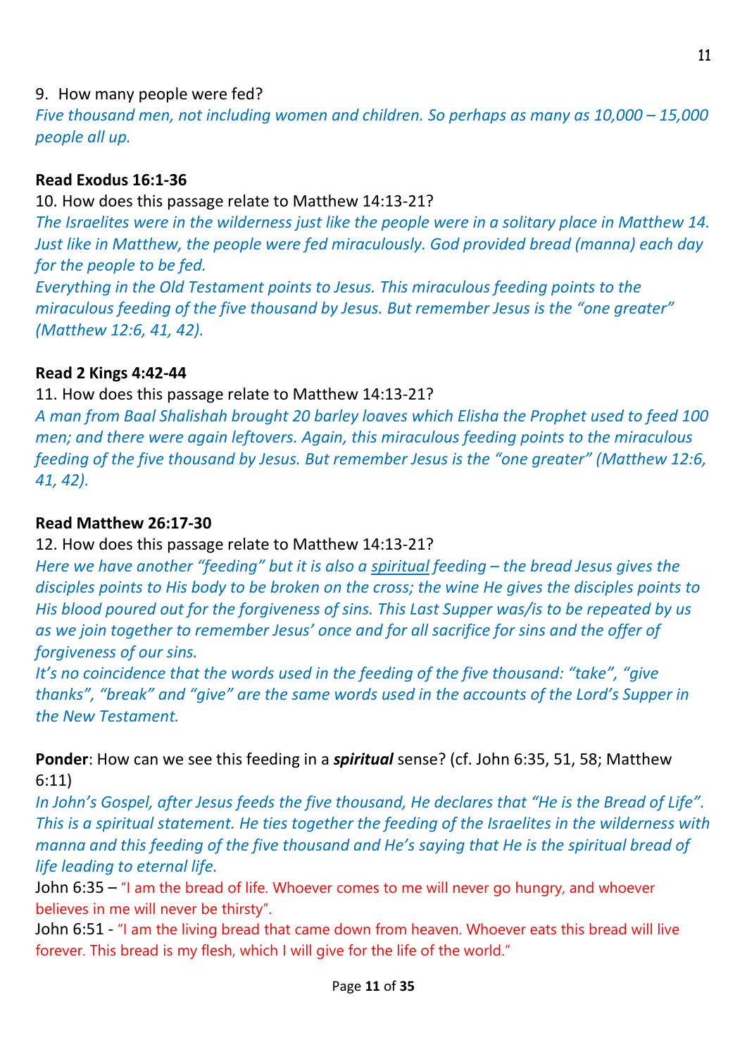9. How many people were fed?

*Five thousand men, not including women and children. So perhaps as many as 10,000 – 15,000 people all up.*

**Read Exodus 16:1-36**

10. How does this passage relate to Matthew 14:13-21?

*The Israelites were in the wilderness just like the people were in a solitary place in Matthew 14. Just like in Matthew, the people were fed miraculously. God provided bread (manna) each day for the people to be fed.*

*Everything in the Old Testament points to Jesus. This miraculous feeding points to the miraculous feeding of the five thousand by Jesus. But remember Jesus is the "one greater" (Matthew 12:6, 41, 42).*

**Read 2 Kings 4:42-44**

11. How does this passage relate to Matthew 14:13-21?

*A man from Baal Shalishah brought 20 barley loaves which Elisha the Prophet used to feed 100 men; and there were again leftovers. Again, this miraculous feeding points to the miraculous feeding of the five thousand by Jesus. But remember Jesus is the "one greater" (Matthew 12:6, 41, 42).*

**Read Matthew 26:17-30**

12. How does this passage relate to Matthew 14:13-21?

*Here we have another "feeding" but it is also a <u>spiritual</u> feeding – the bread Jesus gives the disciples points to His body to be broken on the cross; the wine He gives the disciples points to His blood poured out for the forgiveness of sins. This Last Supper was/is to be repeated by us as we join together to remember Jesus' once and for all sacrifice for sins and the offer of forgiveness of our sins.*

*It's no coincidence that the words used in the feeding of the five thousand: "take", "give thanks", "break" and "give" are the same words used in the accounts of the Lord's Supper in the New Testament.*

**Ponder**: How can we see this feeding in a ***spiritual*** sense? (cf. John 6:35, 51, 58; Matthew 6:11)

*In John's Gospel, after Jesus feeds the five thousand, He declares that "He is the Bread of Life". This is a spiritual statement. He ties together the feeding of the Israelites in the wilderness with manna and this feeding of the five thousand and He's saying that He is the spiritual bread of life leading to eternal life.*

John 6:35 – "I am the bread of life. Whoever comes to me will never go hungry, and whoever believes in me will never be thirsty".

John 6:51 - "I am the living bread that came down from heaven. Whoever eats this bread will live forever. This bread is my flesh, which I will give for the life of the world."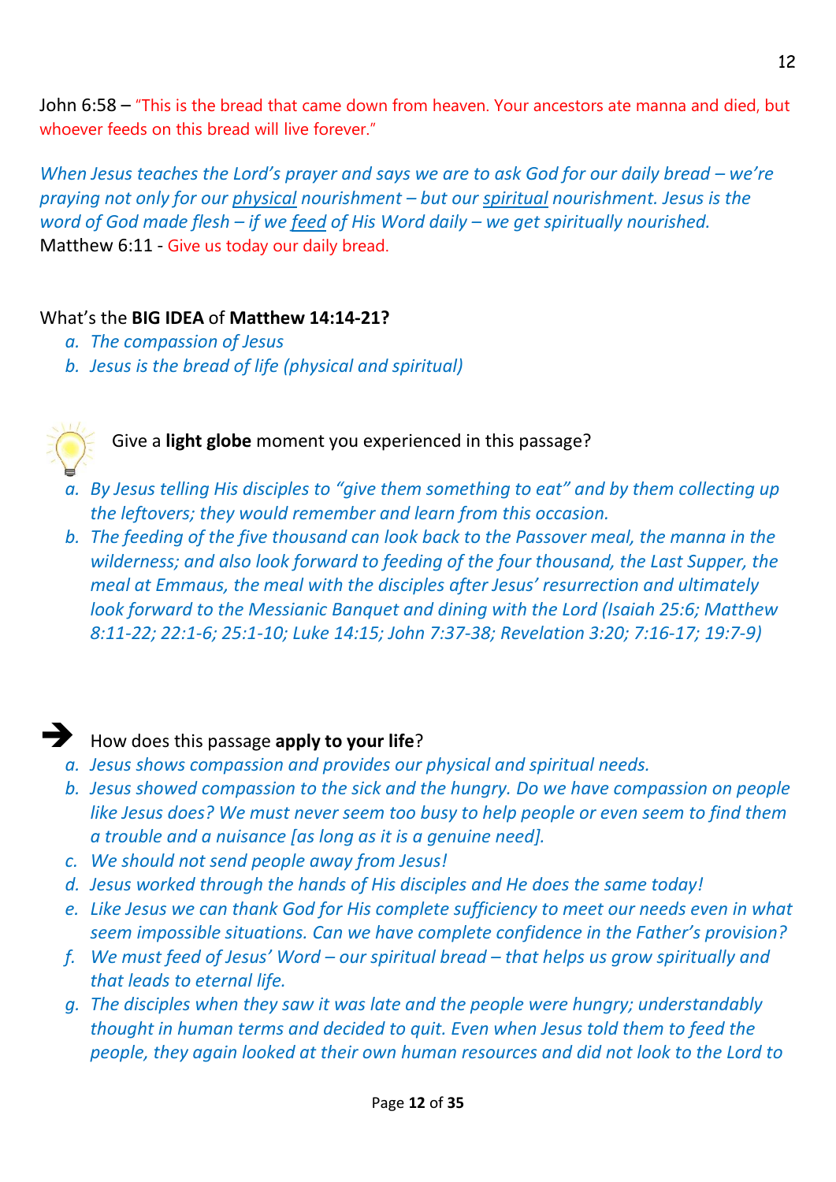John 6:58 – "This is the bread that came down from heaven. Your ancestors ate manna and died, but whoever feeds on this bread will live forever."

*When Jesus teaches the Lord's prayer and says we are to ask God for our daily bread – we're praying not only for our <u>physical</u> nourishment – but our <u>spiritual</u> nourishment. Jesus is the word of God made flesh – if we <u>feed</u> of His Word daily – we get spiritually nourished.*
Matthew 6:11 - Give us today our daily bread.

What's the **BIG IDEA** of **Matthew 14:14-21?**

a. *The compassion of Jesus*
b. *Jesus is the bread of life (physical and spiritual)*

Give a **light globe** moment you experienced in this passage?

a. *By Jesus telling His disciples to "give them something to eat" and by them collecting up the leftovers; they would remember and learn from this occasion.*
b. *The feeding of the five thousand can look back to the Passover meal, the manna in the wilderness; and also look forward to feeding of the four thousand, the Last Supper, the meal at Emmaus, the meal with the disciples after Jesus' resurrection and ultimately look forward to the Messianic Banquet and dining with the Lord (Isaiah 25:6; Matthew 8:11-22; 22:1-6; 25:1-10; Luke 14:15; John 7:37-38; Revelation 3:20; 7:16-17; 19:7-9)*

➔ How does this passage **apply to your life**?

a. *Jesus shows compassion and provides our physical and spiritual needs.*
b. *Jesus showed compassion to the sick and the hungry. Do we have compassion on people like Jesus does? We must never seem too busy to help people or even seem to find them a trouble and a nuisance [as long as it is a genuine need].*
c. *We should not send people away from Jesus!*
d. *Jesus worked through the hands of His disciples and He does the same today!*
e. *Like Jesus we can thank God for His complete sufficiency to meet our needs even in what seem impossible situations. Can we have complete confidence in the Father's provision?*
f. *We must feed of Jesus' Word – our spiritual bread – that helps us grow spiritually and that leads to eternal life.*
g. *The disciples when they saw it was late and the people were hungry; understandably thought in human terms and decided to quit. Even when Jesus told them to feed the people, they again looked at their own human resources and did not look to the Lord to*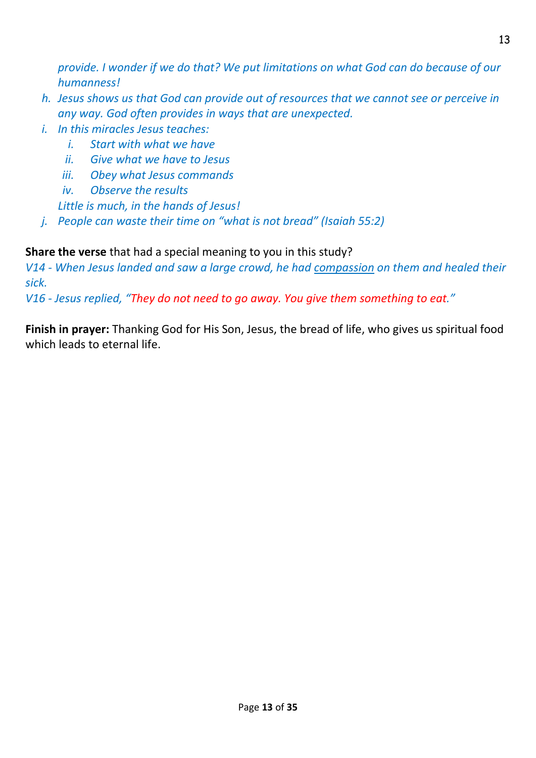*provide. I wonder if we do that? We put limitations on what God can do because of our humanness!*

h. *Jesus shows us that God can provide out of resources that we cannot see or perceive in any way. God often provides in ways that are unexpected.*
i. *In this miracles Jesus teaches:*
   i. *Start with what we have*
   ii. *Give what we have to Jesus*
   iii. *Obey what Jesus commands*
   iv. *Observe the results*

   *Little is much, in the hands of Jesus!*
j. *People can waste their time on "what is not bread" (Isaiah 55:2)*

**Share the verse** that had a special meaning to you in this study?
*V14 - When Jesus landed and saw a large crowd, he had compassion on them and healed their sick.*
*V16 - Jesus replied, "They do not need to go away. You give them something to eat."*

**Finish in prayer:** Thanking God for His Son, Jesus, the bread of life, who gives us spiritual food which leads to eternal life.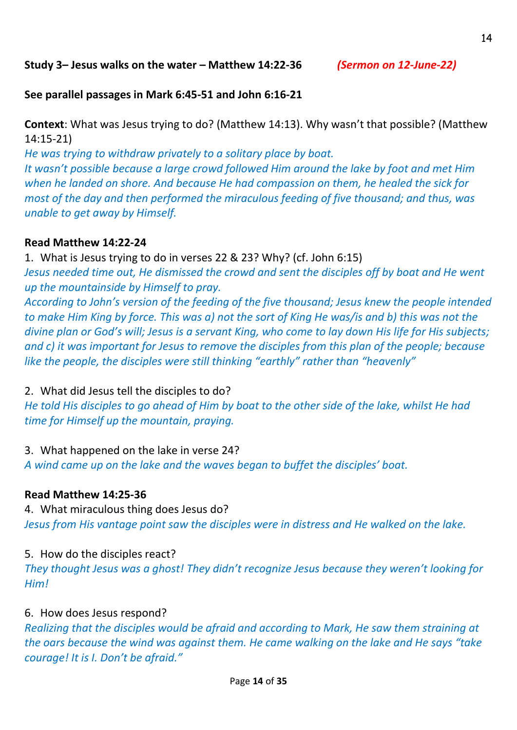**Study 3– Jesus walks on the water – Matthew 14:22-36** ***(Sermon on 12-June-22)***

**See parallel passages in Mark 6:45-51 and John 6:16-21**

**Context**: What was Jesus trying to do? (Matthew 14:13). Why wasn't that possible? (Matthew 14:15-21)

*He was trying to withdraw privately to a solitary place by boat.*

*It wasn't possible because a large crowd followed Him around the lake by foot and met Him when he landed on shore. And because He had compassion on them, he healed the sick for most of the day and then performed the miraculous feeding of five thousand; and thus, was unable to get away by Himself.*

**Read Matthew 14:22-24**

1. What is Jesus trying to do in verses 22 & 23? Why? (cf. John 6:15)

*Jesus needed time out, He dismissed the crowd and sent the disciples off by boat and He went up the mountainside by Himself to pray.*

*According to John's version of the feeding of the five thousand; Jesus knew the people intended to make Him King by force. This was a) not the sort of King He was/is and b) this was not the divine plan or God's will; Jesus is a servant King, who come to lay down His life for His subjects; and c) it was important for Jesus to remove the disciples from this plan of the people; because like the people, the disciples were still thinking "earthly" rather than "heavenly"*

2. What did Jesus tell the disciples to do?

*He told His disciples to go ahead of Him by boat to the other side of the lake, whilst He had time for Himself up the mountain, praying.*

3. What happened on the lake in verse 24?

*A wind came up on the lake and the waves began to buffet the disciples' boat.*

**Read Matthew 14:25-36**

4. What miraculous thing does Jesus do?

*Jesus from His vantage point saw the disciples were in distress and He walked on the lake.*

5. How do the disciples react?

*They thought Jesus was a ghost! They didn't recognize Jesus because they weren't looking for Him!*

6. How does Jesus respond?

*Realizing that the disciples would be afraid and according to Mark, He saw them straining at the oars because the wind was against them. He came walking on the lake and He says "take courage! It is I. Don't be afraid."*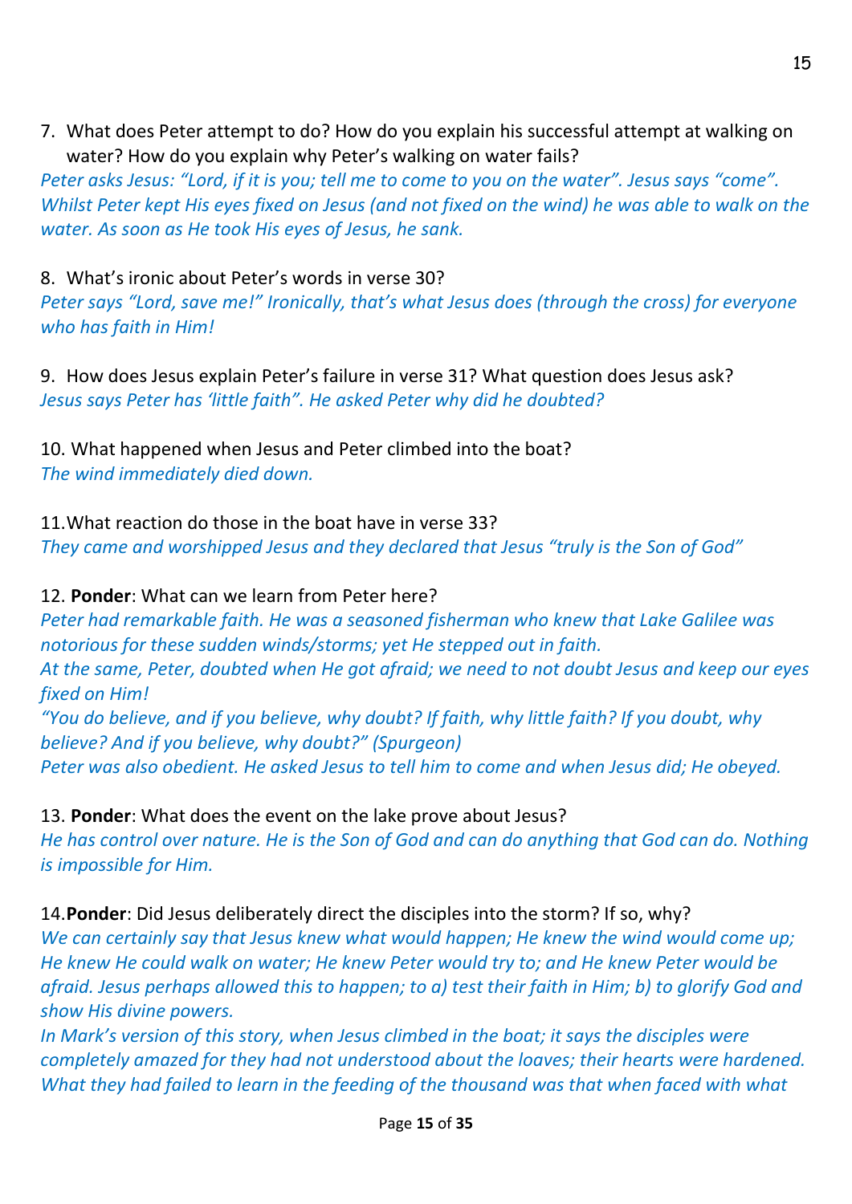7. What does Peter attempt to do? How do you explain his successful attempt at walking on water? How do you explain why Peter's walking on water fails?

*Peter asks Jesus: "Lord, if it is you; tell me to come to you on the water". Jesus says "come". Whilst Peter kept His eyes fixed on Jesus (and not fixed on the wind) he was able to walk on the water. As soon as He took His eyes of Jesus, he sank.*

8. What's ironic about Peter's words in verse 30?

*Peter says "Lord, save me!" Ironically, that's what Jesus does (through the cross) for everyone who has faith in Him!*

9. How does Jesus explain Peter's failure in verse 31? What question does Jesus ask?

*Jesus says Peter has 'little faith". He asked Peter why did he doubted?*

10. What happened when Jesus and Peter climbed into the boat?

*The wind immediately died down.*

11. What reaction do those in the boat have in verse 33?

*They came and worshipped Jesus and they declared that Jesus "truly is the Son of God"*

12. **Ponder**: What can we learn from Peter here?

*Peter had remarkable faith. He was a seasoned fisherman who knew that Lake Galilee was notorious for these sudden winds/storms; yet He stepped out in faith.*

*At the same, Peter, doubted when He got afraid; we need to not doubt Jesus and keep our eyes fixed on Him!*

*"You do believe, and if you believe, why doubt? If faith, why little faith? If you doubt, why believe? And if you believe, why doubt?" (Spurgeon)*

*Peter was also obedient. He asked Jesus to tell him to come and when Jesus did; He obeyed.*

13. **Ponder**: What does the event on the lake prove about Jesus?

*He has control over nature. He is the Son of God and can do anything that God can do. Nothing is impossible for Him.*

14. **Ponder**: Did Jesus deliberately direct the disciples into the storm? If so, why?

*We can certainly say that Jesus knew what would happen; He knew the wind would come up; He knew He could walk on water; He knew Peter would try to; and He knew Peter would be afraid. Jesus perhaps allowed this to happen; to a) test their faith in Him; b) to glorify God and show His divine powers.*

*In Mark's version of this story, when Jesus climbed in the boat; it says the disciples were completely amazed for they had not understood about the loaves; their hearts were hardened. What they had failed to learn in the feeding of the thousand was that when faced with what*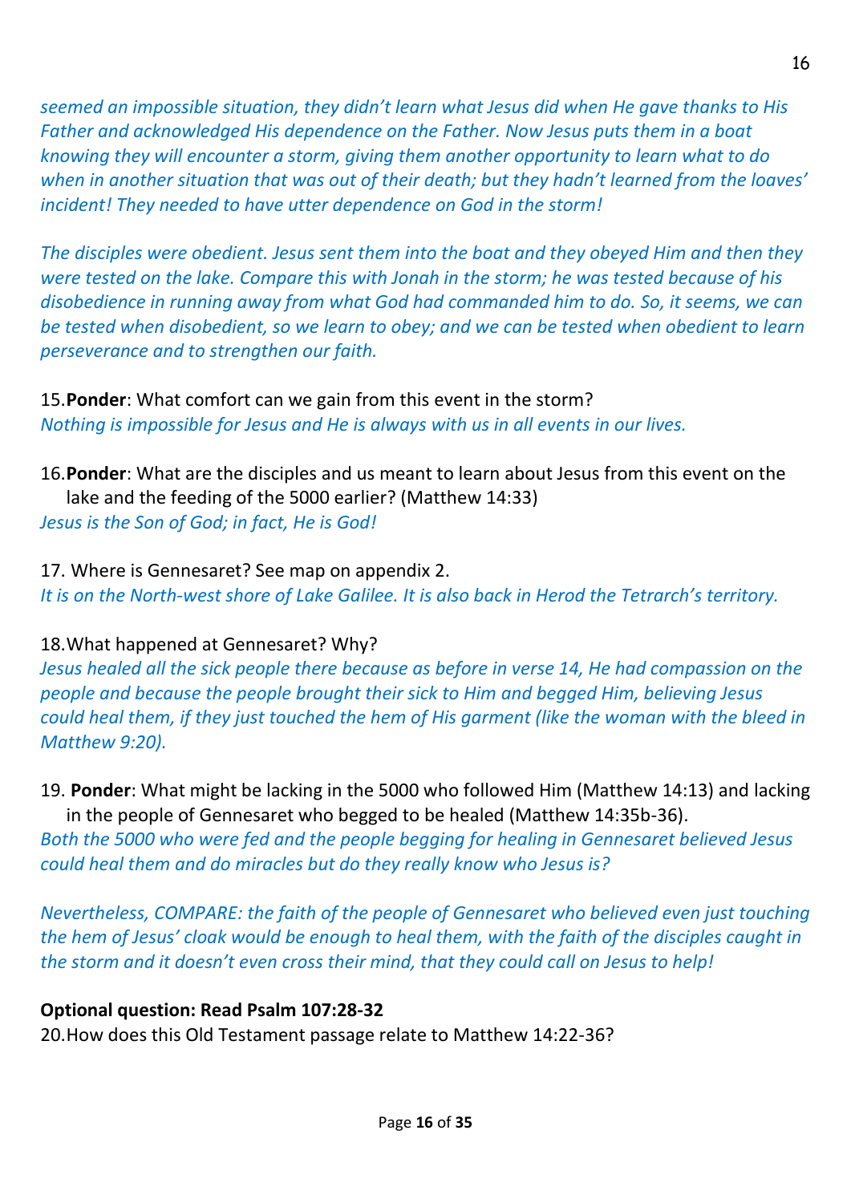*seemed an impossible situation, they didn't learn what Jesus did when He gave thanks to His Father and acknowledged His dependence on the Father. Now Jesus puts them in a boat knowing they will encounter a storm, giving them another opportunity to learn what to do when in another situation that was out of their death; but they hadn't learned from the loaves' incident! They needed to have utter dependence on God in the storm!*

*The disciples were obedient. Jesus sent them into the boat and they obeyed Him and then they were tested on the lake. Compare this with Jonah in the storm; he was tested because of his disobedience in running away from what God had commanded him to do. So, it seems, we can be tested when disobedient, so we learn to obey; and we can be tested when obedient to learn perseverance and to strengthen our faith.*

15.**Ponder**: What comfort can we gain from this event in the storm?
*Nothing is impossible for Jesus and He is always with us in all events in our lives.*

16.**Ponder**: What are the disciples and us meant to learn about Jesus from this event on the lake and the feeding of the 5000 earlier? (Matthew 14:33)
*Jesus is the Son of God; in fact, He is God!*

17. Where is Gennesaret? See map on appendix 2.
*It is on the North-west shore of Lake Galilee. It is also back in Herod the Tetrarch's territory.*

18.What happened at Gennesaret? Why?
*Jesus healed all the sick people there because as before in verse 14, He had compassion on the people and because the people brought their sick to Him and begged Him, believing Jesus could heal them, if they just touched the hem of His garment (like the woman with the bleed in Matthew 9:20).*

19. **Ponder**: What might be lacking in the 5000 who followed Him (Matthew 14:13) and lacking in the people of Gennesaret who begged to be healed (Matthew 14:35b-36).
*Both the 5000 who were fed and the people begging for healing in Gennesaret believed Jesus could heal them and do miracles but do they really know who Jesus is?*

*Nevertheless, COMPARE: the faith of the people of Gennesaret who believed even just touching the hem of Jesus' cloak would be enough to heal them, with the faith of the disciples caught in the storm and it doesn't even cross their mind, that they could call on Jesus to help!*

**Optional question: Read Psalm 107:28-32**

20.How does this Old Testament passage relate to Matthew 14:22-36?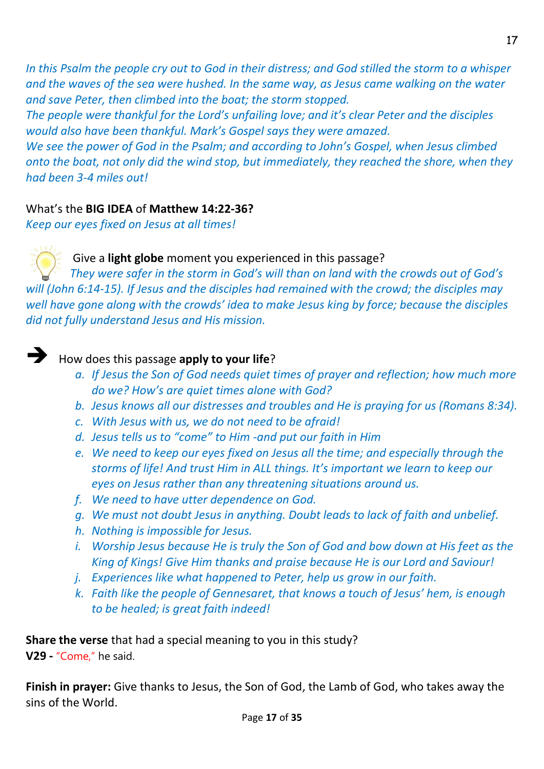*In this Psalm the people cry out to God in their distress; and God stilled the storm to a whisper and the waves of the sea were hushed. In the same way, as Jesus came walking on the water and save Peter, then climbed into the boat; the storm stopped.*
*The people were thankful for the Lord's unfailing love; and it's clear Peter and the disciples would also have been thankful. Mark's Gospel says they were amazed.*
*We see the power of God in the Psalm; and according to John's Gospel, when Jesus climbed onto the boat, not only did the wind stop, but immediately, they reached the shore, when they had been 3-4 miles out!*

What's the **BIG IDEA** of **Matthew 14:22-36?**
*Keep our eyes fixed on Jesus at all times!*

Give a **light globe** moment you experienced in this passage?
*They were safer in the storm in God's will than on land with the crowds out of God's will (John 6:14-15). If Jesus and the disciples had remained with the crowd; the disciples may well have gone along with the crowds' idea to make Jesus king by force; because the disciples did not fully understand Jesus and His mission.*

➔ How does this passage **apply to your life**?

a. *If Jesus the Son of God needs quiet times of prayer and reflection; how much more do we? How's are quiet times alone with God?*
b. *Jesus knows all our distresses and troubles and He is praying for us (Romans 8:34).*
c. *With Jesus with us, we do not need to be afraid!*
d. *Jesus tells us to "come" to Him -and put our faith in Him*
e. *We need to keep our eyes fixed on Jesus all the time; and especially through the storms of life! And trust Him in ALL things. It's important we learn to keep our eyes on Jesus rather than any threatening situations around us.*
f. *We need to have utter dependence on God.*
g. *We must not doubt Jesus in anything. Doubt leads to lack of faith and unbelief.*
h. *Nothing is impossible for Jesus.*
i. *Worship Jesus because He is truly the Son of God and bow down at His feet as the King of Kings! Give Him thanks and praise because He is our Lord and Saviour!*
j. *Experiences like what happened to Peter, help us grow in our faith.*
k. *Faith like the people of Gennesaret, that knows a touch of Jesus' hem, is enough to be healed; is great faith indeed!*

**Share the verse** that had a special meaning to you in this study?
**V29 -** "Come," he said.

**Finish in prayer:** Give thanks to Jesus, the Son of God, the Lamb of God, who takes away the sins of the World.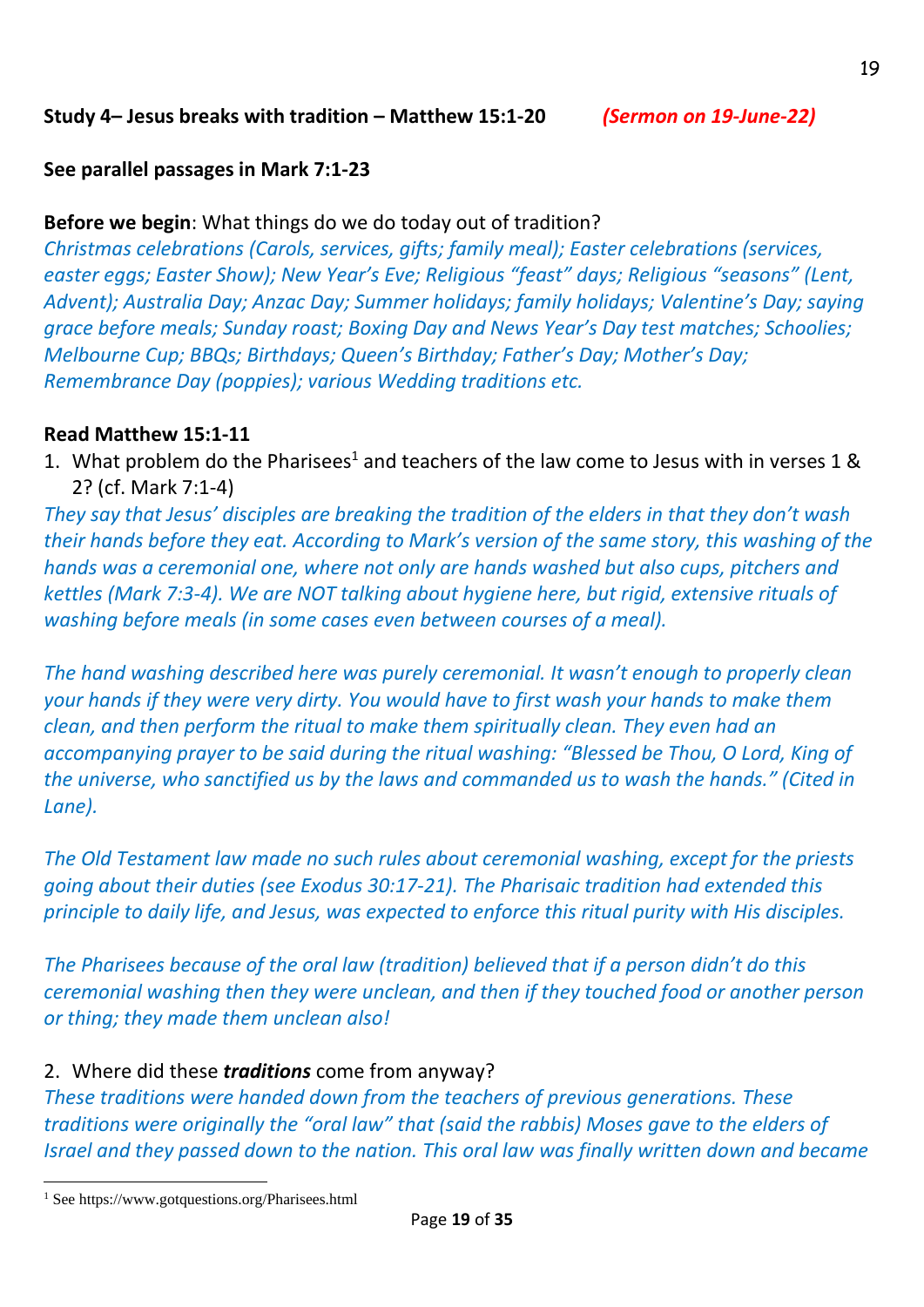**Study 4– Jesus breaks with tradition – Matthew 15:1-20** ***(Sermon on 19-June-22)***

**See parallel passages in Mark 7:1-23**

**Before we begin**: What things do we do today out of tradition?
*Christmas celebrations (Carols, services, gifts; family meal); Easter celebrations (services, easter eggs; Easter Show); New Year's Eve; Religious "feast" days; Religious "seasons" (Lent, Advent); Australia Day; Anzac Day; Summer holidays; family holidays; Valentine's Day; saying grace before meals; Sunday roast; Boxing Day and News Year's Day test matches; Schoolies; Melbourne Cup; BBQs; Birthdays; Queen's Birthday; Father's Day; Mother's Day; Remembrance Day (poppies); various Wedding traditions etc.*

**Read Matthew 15:1-11**

1. What problem do the Pharisees[1] and teachers of the law come to Jesus with in verses 1 & 2? (cf. Mark 7:1-4)

*They say that Jesus' disciples are breaking the tradition of the elders in that they don't wash their hands before they eat. According to Mark's version of the same story, this washing of the hands was a ceremonial one, where not only are hands washed but also cups, pitchers and kettles (Mark 7:3-4). We are NOT talking about hygiene here, but rigid, extensive rituals of washing before meals (in some cases even between courses of a meal).*

*The hand washing described here was purely ceremonial. It wasn't enough to properly clean your hands if they were very dirty. You would have to first wash your hands to make them clean, and then perform the ritual to make them spiritually clean. They even had an accompanying prayer to be said during the ritual washing: "Blessed be Thou, O Lord, King of the universe, who sanctified us by the laws and commanded us to wash the hands." (Cited in Lane).*

*The Old Testament law made no such rules about ceremonial washing, except for the priests going about their duties (see Exodus 30:17-21). The Pharisaic tradition had extended this principle to daily life, and Jesus, was expected to enforce this ritual purity with His disciples.*

*The Pharisees because of the oral law (tradition) believed that if a person didn't do this ceremonial washing then they were unclean, and then if they touched food or another person or thing; they made them unclean also!*

2. Where did these ***traditions*** come from anyway?

*These traditions were handed down from the teachers of previous generations. These traditions were originally the "oral law" that (said the rabbis) Moses gave to the elders of Israel and they passed down to the nation. This oral law was finally written down and became*

---

[1] See https://www.gotquestions.org/Pharisees.html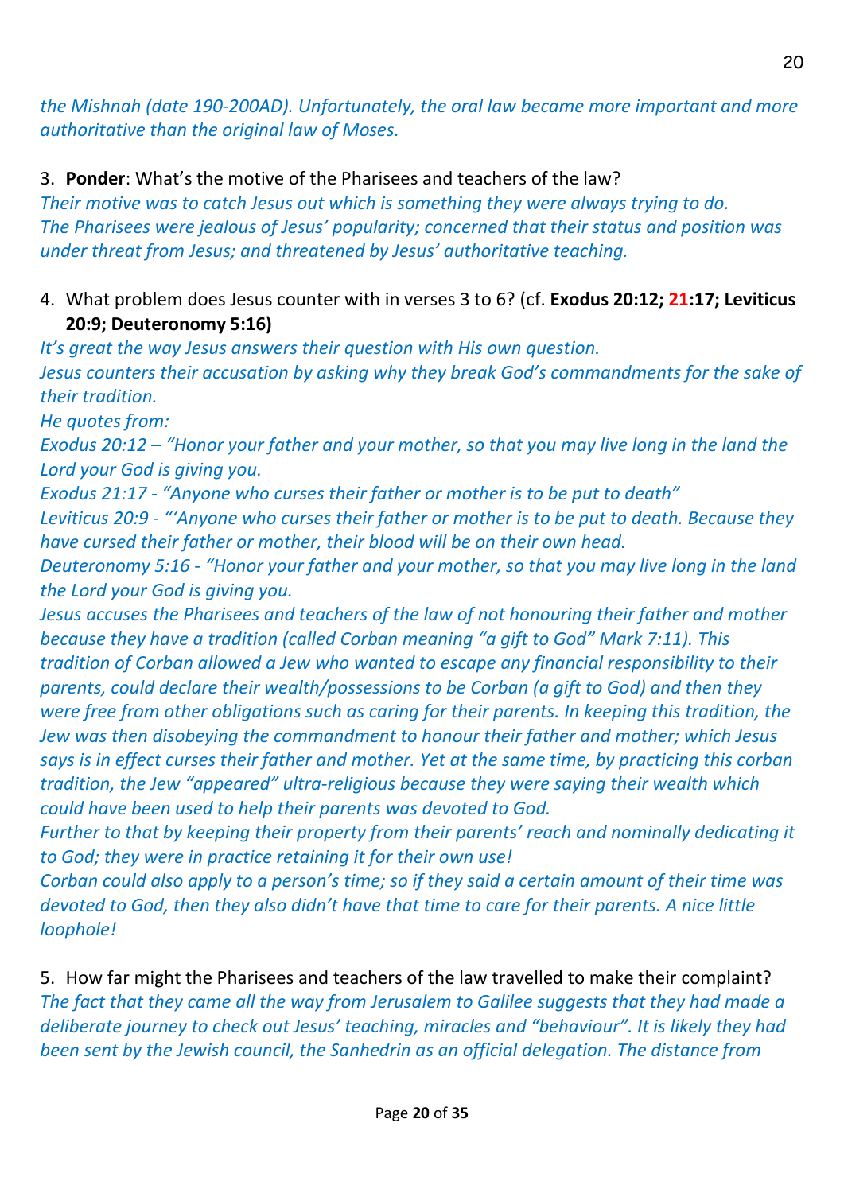*the Mishnah (date 190-200AD). Unfortunately, the oral law became more important and more authoritative than the original law of Moses.*

3. **Ponder**: What's the motive of the Pharisees and teachers of the law?

*Their motive was to catch Jesus out which is something they were always trying to do.*
*The Pharisees were jealous of Jesus' popularity; concerned that their status and position was under threat from Jesus; and threatened by Jesus' authoritative teaching.*

4. What problem does Jesus counter with in verses 3 to 6? (cf. **Exodus 20:12; 21:17; Leviticus 20:9; Deuteronomy 5:16)**

*It's great the way Jesus answers their question with His own question.*
*Jesus counters their accusation by asking why they break God's commandments for the sake of their tradition.*
*He quotes from:*
*Exodus 20:12 – "Honor your father and your mother, so that you may live long in the land the Lord your God is giving you.*
*Exodus 21:17 - "Anyone who curses their father or mother is to be put to death"*
*Leviticus 20:9 - "'Anyone who curses their father or mother is to be put to death. Because they have cursed their father or mother, their blood will be on their own head.*
*Deuteronomy 5:16 - "Honor your father and your mother, so that you may live long in the land the Lord your God is giving you.*
*Jesus accuses the Pharisees and teachers of the law of not honouring their father and mother because they have a tradition (called Corban meaning "a gift to God" Mark 7:11). This tradition of Corban allowed a Jew who wanted to escape any financial responsibility to their parents, could declare their wealth/possessions to be Corban (a gift to God) and then they were free from other obligations such as caring for their parents. In keeping this tradition, the Jew was then disobeying the commandment to honour their father and mother; which Jesus says is in effect curses their father and mother. Yet at the same time, by practicing this corban tradition, the Jew "appeared" ultra-religious because they were saying their wealth which could have been used to help their parents was devoted to God.*
*Further to that by keeping their property from their parents' reach and nominally dedicating it to God; they were in practice retaining it for their own use!*
*Corban could also apply to a person's time; so if they said a certain amount of their time was devoted to God, then they also didn't have that time to care for their parents. A nice little loophole!*

5. How far might the Pharisees and teachers of the law travelled to make their complaint?

*The fact that they came all the way from Jerusalem to Galilee suggests that they had made a deliberate journey to check out Jesus' teaching, miracles and "behaviour". It is likely they had been sent by the Jewish council, the Sanhedrin as an official delegation. The distance from*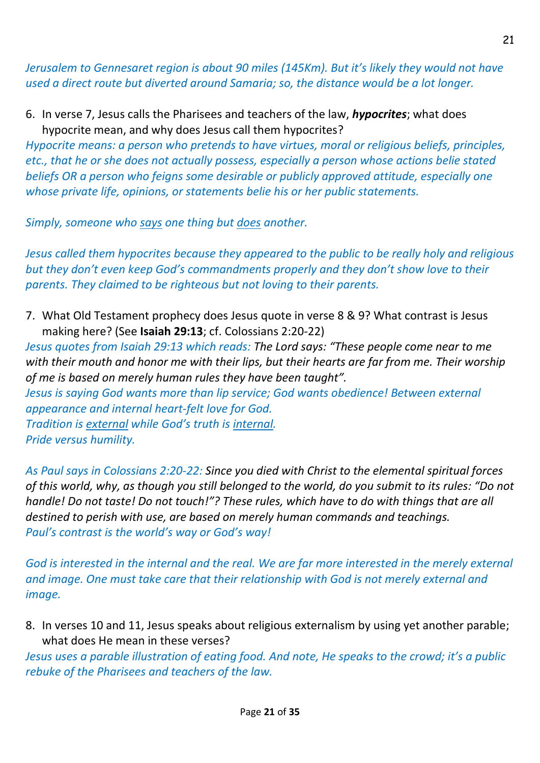*Jerusalem to Gennesaret region is about 90 miles (145Km). But it's likely they would not have used a direct route but diverted around Samaria; so, the distance would be a lot longer.*

6. In verse 7, Jesus calls the Pharisees and teachers of the law, ***hypocrites***; what does hypocrite mean, and why does Jesus call them hypocrites?

*Hypocrite means: a person who pretends to have virtues, moral or religious beliefs, principles, etc., that he or she does not actually possess, especially a person whose actions belie stated beliefs OR a person who feigns some desirable or publicly approved attitude, especially one whose private life, opinions, or statements belie his or her public statements.*

*Simply, someone who <u>says</u> one thing but <u>does</u> another.*

*Jesus called them hypocrites because they appeared to the public to be really holy and religious but they don't even keep God's commandments properly and they don't show love to their parents. They claimed to be righteous but not loving to their parents.*

7. What Old Testament prophecy does Jesus quote in verse 8 & 9? What contrast is Jesus making here? (See **Isaiah 29:13**; cf. Colossians 2:20-22)

*Jesus quotes from Isaiah 29:13 which reads:* The Lord says: "These people come near to me with their mouth and honor me with their lips, but their hearts are far from me. Their worship of me is based on merely human rules they have been taught".
*Jesus is saying God wants more than lip service; God wants obedience! Between external appearance and internal heart-felt love for God.*
*Tradition is <u>external</u> while God's truth is <u>internal</u>.*
*Pride versus humility.*

*As Paul says in Colossians 2:20-22:* Since you died with Christ to the elemental spiritual forces of this world, why, as though you still belonged to the world, do you submit to its rules: "Do not handle! Do not taste! Do not touch!"? These rules, which have to do with things that are all destined to perish with use, are based on merely human commands and teachings.
*Paul's contrast is the world's way or God's way!*

*God is interested in the internal and the real. We are far more interested in the merely external and image. One must take care that their relationship with God is not merely external and image.*

8. In verses 10 and 11, Jesus speaks about religious externalism by using yet another parable; what does He mean in these verses?

*Jesus uses a parable illustration of eating food. And note, He speaks to the crowd; it's a public rebuke of the Pharisees and teachers of the law.*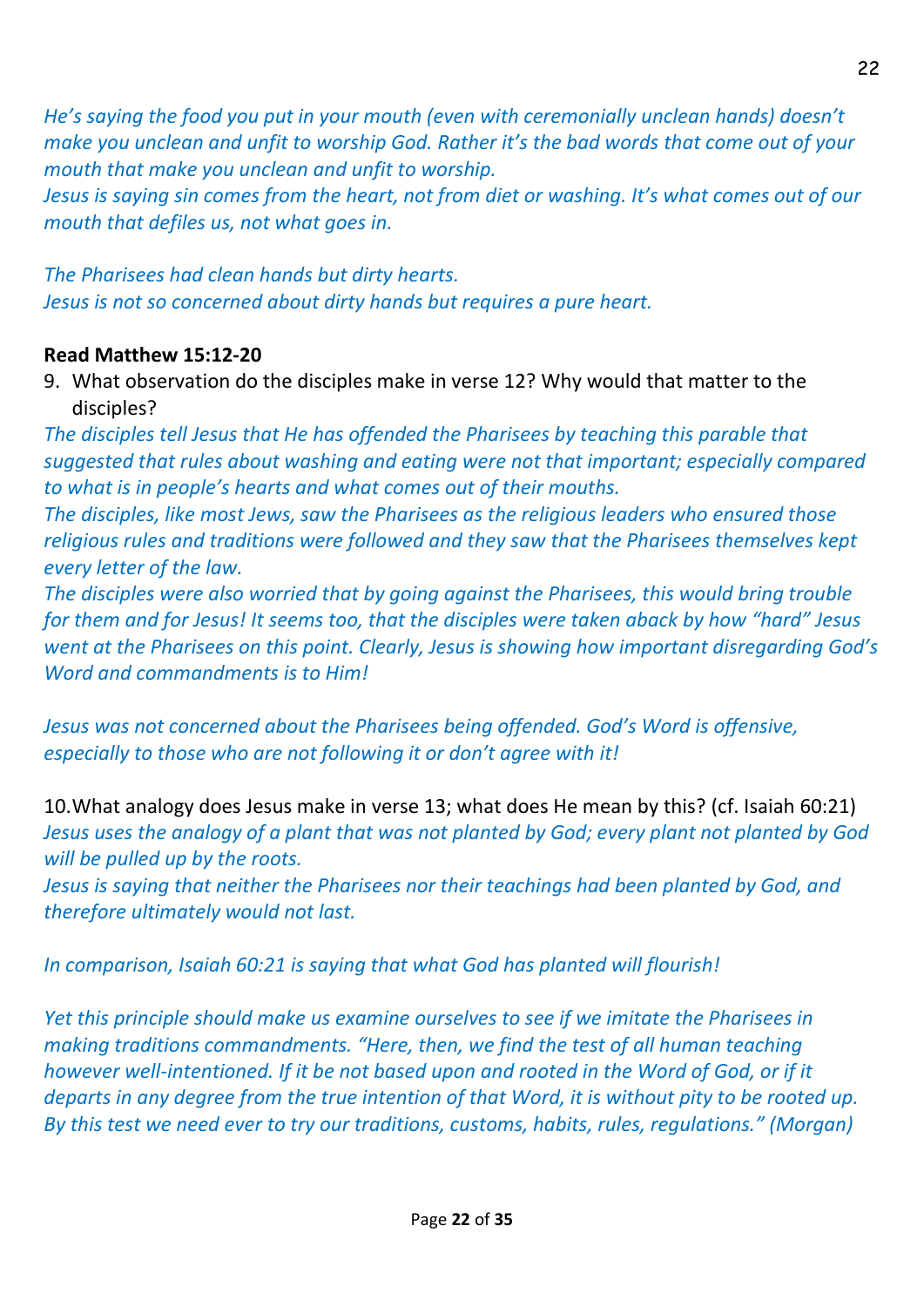*He's saying the food you put in your mouth (even with ceremonially unclean hands) doesn't make you unclean and unfit to worship God. Rather it's the bad words that come out of your mouth that make you unclean and unfit to worship.*
*Jesus is saying sin comes from the heart, not from diet or washing. It's what comes out of our mouth that defiles us, not what goes in.*

*The Pharisees had clean hands but dirty hearts.*
*Jesus is not so concerned about dirty hands but requires a pure heart.*

**Read Matthew 15:12-20**

9. What observation do the disciples make in verse 12? Why would that matter to the disciples?

*The disciples tell Jesus that He has offended the Pharisees by teaching this parable that suggested that rules about washing and eating were not that important; especially compared to what is in people's hearts and what comes out of their mouths.*
*The disciples, like most Jews, saw the Pharisees as the religious leaders who ensured those religious rules and traditions were followed and they saw that the Pharisees themselves kept every letter of the law.*
*The disciples were also worried that by going against the Pharisees, this would bring trouble for them and for Jesus! It seems too, that the disciples were taken aback by how "hard" Jesus went at the Pharisees on this point. Clearly, Jesus is showing how important disregarding God's Word and commandments is to Him!*

*Jesus was not concerned about the Pharisees being offended. God's Word is offensive, especially to those who are not following it or don't agree with it!*

10. What analogy does Jesus make in verse 13; what does He mean by this? (cf. Isaiah 60:21)

*Jesus uses the analogy of a plant that was not planted by God; every plant not planted by God will be pulled up by the roots.*
*Jesus is saying that neither the Pharisees nor their teachings had been planted by God, and therefore ultimately would not last.*

*In comparison, Isaiah 60:21 is saying that what God has planted will flourish!*

*Yet this principle should make us examine ourselves to see if we imitate the Pharisees in making traditions commandments. "Here, then, we find the test of all human teaching however well-intentioned. If it be not based upon and rooted in the Word of God, or if it departs in any degree from the true intention of that Word, it is without pity to be rooted up. By this test we need ever to try our traditions, customs, habits, rules, regulations." (Morgan)*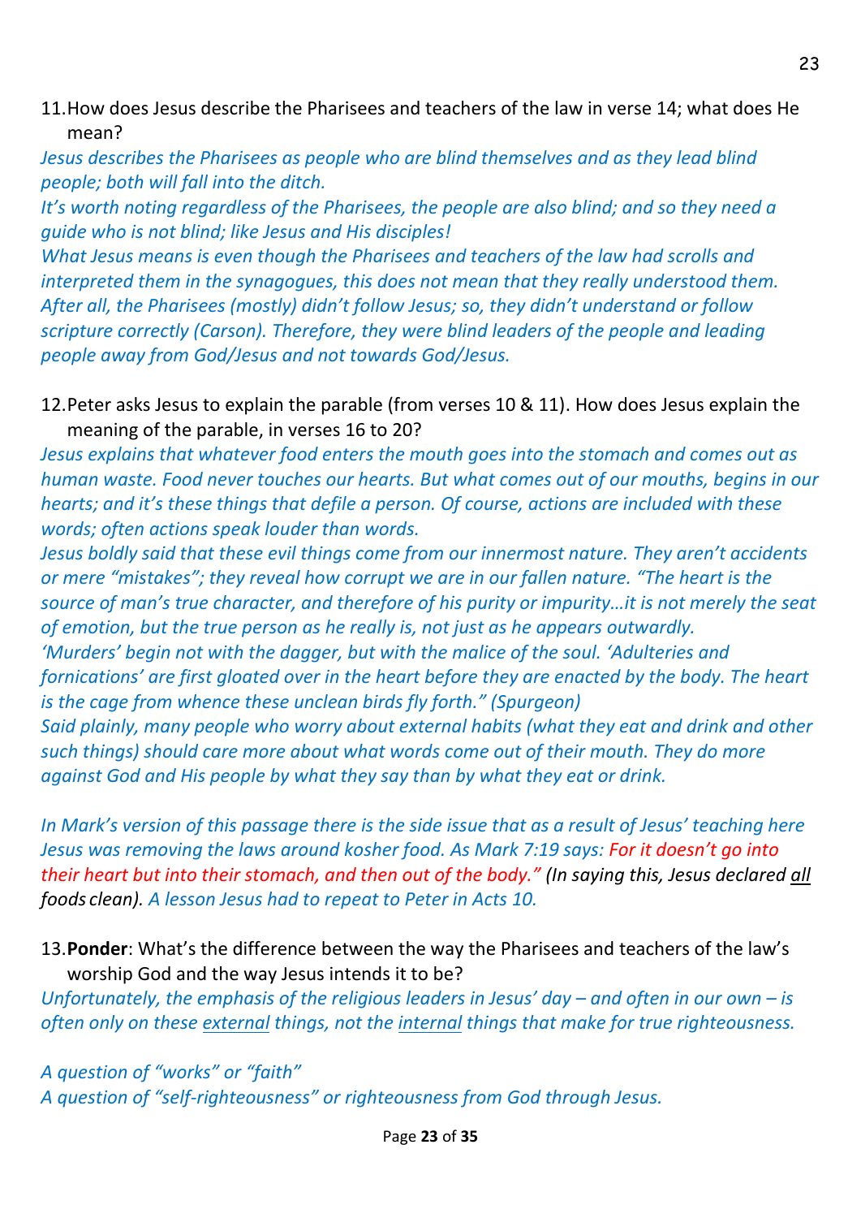11. How does Jesus describe the Pharisees and teachers of the law in verse 14; what does He mean?

*Jesus describes the Pharisees as people who are blind themselves and as they lead blind people; both will fall into the ditch.*
*It's worth noting regardless of the Pharisees, the people are also blind; and so they need a guide who is not blind; like Jesus and His disciples!*
*What Jesus means is even though the Pharisees and teachers of the law had scrolls and interpreted them in the synagogues, this does not mean that they really understood them. After all, the Pharisees (mostly) didn't follow Jesus; so, they didn't understand or follow scripture correctly (Carson). Therefore, they were blind leaders of the people and leading people away from God/Jesus and not towards God/Jesus.*

12. Peter asks Jesus to explain the parable (from verses 10 & 11). How does Jesus explain the meaning of the parable, in verses 16 to 20?

*Jesus explains that whatever food enters the mouth goes into the stomach and comes out as human waste. Food never touches our hearts. But what comes out of our mouths, begins in our hearts; and it's these things that defile a person. Of course, actions are included with these words; often actions speak louder than words.*
*Jesus boldly said that these evil things come from our innermost nature. They aren't accidents or mere "mistakes"; they reveal how corrupt we are in our fallen nature. "The heart is the source of man's true character, and therefore of his purity or impurity…it is not merely the seat of emotion, but the true person as he really is, not just as he appears outwardly. 'Murders' begin not with the dagger, but with the malice of the soul. 'Adulteries and fornications' are first gloated over in the heart before they are enacted by the body. The heart is the cage from whence these unclean birds fly forth." (Spurgeon)*
*Said plainly, many people who worry about external habits (what they eat and drink and other such things) should care more about what words come out of their mouth. They do more against God and His people by what they say than by what they eat or drink.*

*In Mark's version of this passage there is the side issue that as a result of Jesus' teaching here Jesus was removing the laws around kosher food. As Mark 7:19 says: For it doesn't go into their heart but into their stomach, and then out of the body." (In saying this, Jesus declared all foods clean). A lesson Jesus had to repeat to Peter in Acts 10.*

13. **Ponder**: What's the difference between the way the Pharisees and teachers of the law's worship God and the way Jesus intends it to be?

*Unfortunately, the emphasis of the religious leaders in Jesus' day – and often in our own – is often only on these external things, not the internal things that make for true righteousness.*

*A question of "works" or "faith"*
*A question of "self-righteousness" or righteousness from God through Jesus.*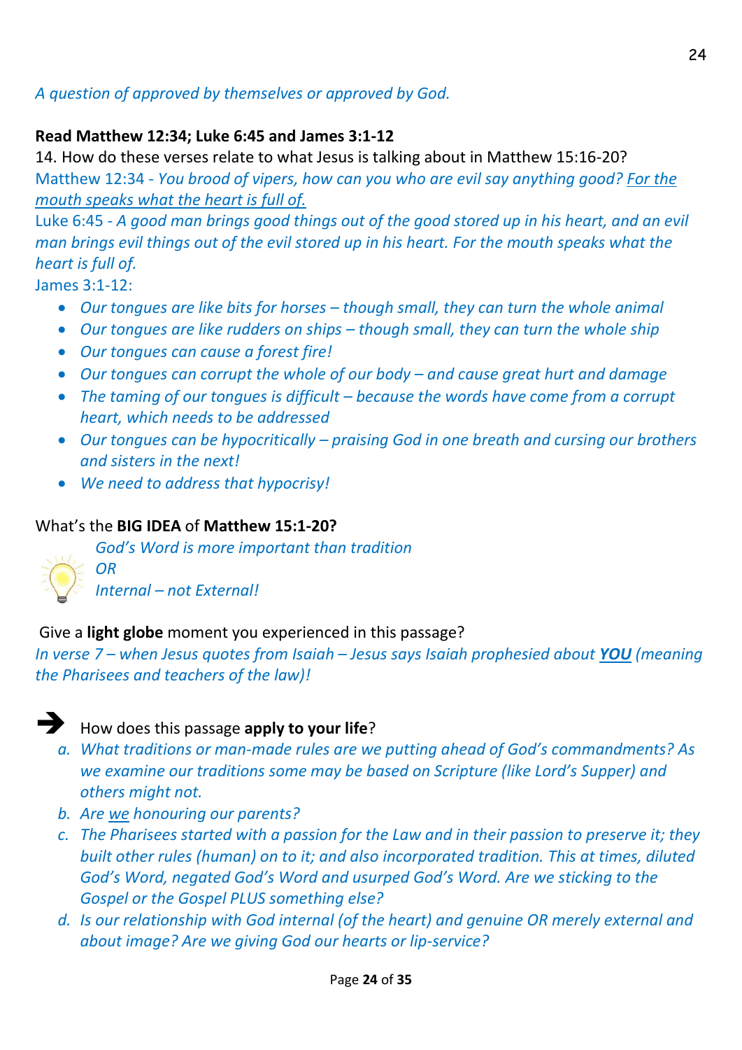*A question of approved by themselves or approved by God.*

**Read Matthew 12:34; Luke 6:45 and James 3:1-12**

14. How do these verses relate to what Jesus is talking about in Matthew 15:16-20?

Matthew 12:34 - *You brood of vipers, how can you who are evil say anything good? <u>For the mouth speaks what the heart is full of.</u>*

Luke 6:45 - *A good man brings good things out of the good stored up in his heart, and an evil man brings evil things out of the evil stored up in his heart. For the mouth speaks what the heart is full of.*

James 3:1-12:

- *Our tongues are like bits for horses – though small, they can turn the whole animal*
- *Our tongues are like rudders on ships – though small, they can turn the whole ship*
- *Our tongues can cause a forest fire!*
- *Our tongues can corrupt the whole of our body – and cause great hurt and damage*
- *The taming of our tongues is difficult – because the words have come from a corrupt heart, which needs to be addressed*
- *Our tongues can be hypocritically – praising God in one breath and cursing our brothers and sisters in the next!*
- *We need to address that hypocrisy!*

What's the **BIG IDEA** of **Matthew 15:1-20?**

*God's Word is more important than tradition*
*OR*
*Internal – not External!*

Give a **light globe** moment you experienced in this passage?

*In verse 7 – when Jesus quotes from Isaiah – Jesus says Isaiah prophesied about **<u>YOU</u>** (meaning the Pharisees and teachers of the law)!*

➔ How does this passage **apply to your life**?

a. *What traditions or man-made rules are we putting ahead of God's commandments? As we examine our traditions some may be based on Scripture (like Lord's Supper) and others might not.*
b. *Are <u>we</u> honouring our parents?*
c. *The Pharisees started with a passion for the Law and in their passion to preserve it; they built other rules (human) on to it; and also incorporated tradition. This at times, diluted God's Word, negated God's Word and usurped God's Word. Are we sticking to the Gospel or the Gospel PLUS something else?*
d. *Is our relationship with God internal (of the heart) and genuine OR merely external and about image? Are we giving God our hearts or lip-service?*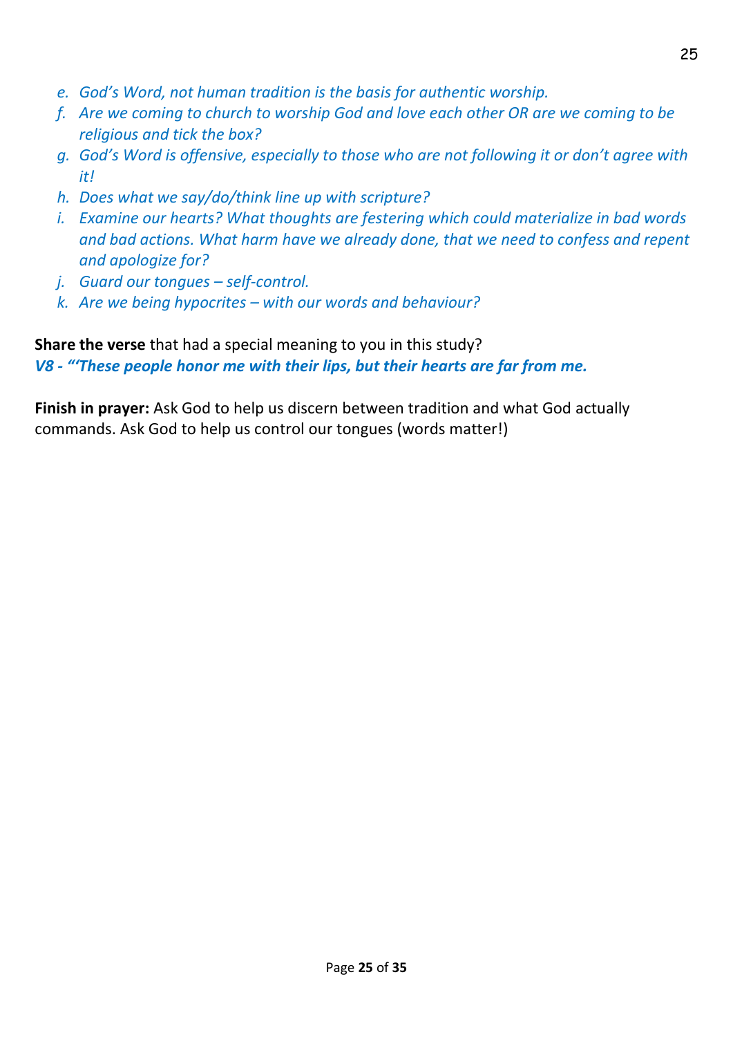e. *God's Word, not human tradition is the basis for authentic worship.*
f. *Are we coming to church to worship God and love each other OR are we coming to be religious and tick the box?*
g. *God's Word is offensive, especially to those who are not following it or don't agree with it!*
h. *Does what we say/do/think line up with scripture?*
i. *Examine our hearts? What thoughts are festering which could materialize in bad words and bad actions. What harm have we already done, that we need to confess and repent and apologize for?*
j. *Guard our tongues – self-control.*
k. *Are we being hypocrites – with our words and behaviour?*

**Share the verse** that had a special meaning to you in this study?
***V8 - "'These people honor me with their lips, but their hearts are far from me.***

**Finish in prayer:** Ask God to help us discern between tradition and what God actually commands. Ask God to help us control our tongues (words matter!)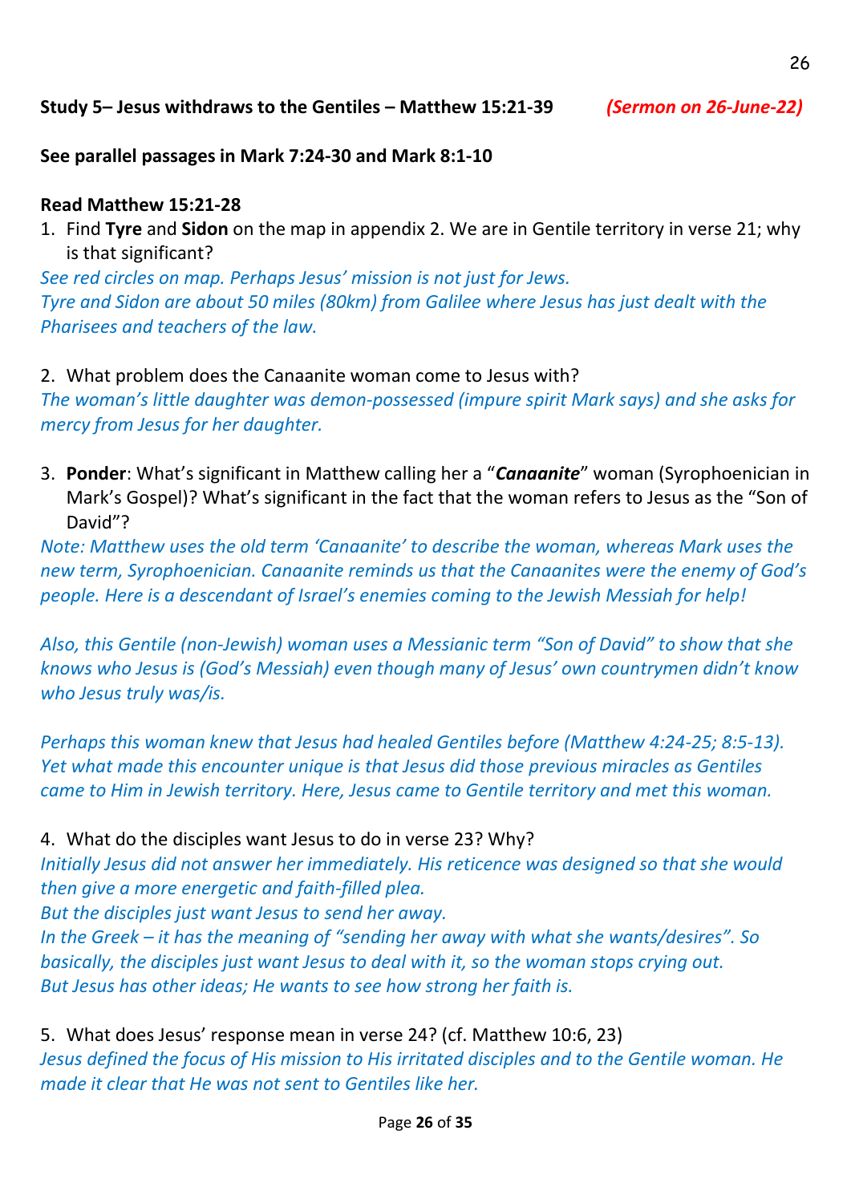**Study 5– Jesus withdraws to the Gentiles – Matthew 15:21-39** ***(Sermon on 26-June-22)***

**See parallel passages in Mark 7:24-30 and Mark 8:1-10**

**Read Matthew 15:21-28**

1. Find **Tyre** and **Sidon** on the map in appendix 2. We are in Gentile territory in verse 21; why is that significant?

*See red circles on map. Perhaps Jesus' mission is not just for Jews.*
*Tyre and Sidon are about 50 miles (80km) from Galilee where Jesus has just dealt with the Pharisees and teachers of the law.*

2. What problem does the Canaanite woman come to Jesus with?

*The woman's little daughter was demon-possessed (impure spirit Mark says) and she asks for mercy from Jesus for her daughter.*

3. **Ponder**: What's significant in Matthew calling her a "***Canaanite***" woman (Syrophoenician in Mark's Gospel)? What's significant in the fact that the woman refers to Jesus as the "Son of David"?

*Note: Matthew uses the old term 'Canaanite' to describe the woman, whereas Mark uses the new term, Syrophoenician. Canaanite reminds us that the Canaanites were the enemy of God's people. Here is a descendant of Israel's enemies coming to the Jewish Messiah for help!*

*Also, this Gentile (non-Jewish) woman uses a Messianic term "Son of David" to show that she knows who Jesus is (God's Messiah) even though many of Jesus' own countrymen didn't know who Jesus truly was/is.*

*Perhaps this woman knew that Jesus had healed Gentiles before (Matthew 4:24-25; 8:5-13). Yet what made this encounter unique is that Jesus did those previous miracles as Gentiles came to Him in Jewish territory. Here, Jesus came to Gentile territory and met this woman.*

4. What do the disciples want Jesus to do in verse 23? Why?

*Initially Jesus did not answer her immediately. His reticence was designed so that she would then give a more energetic and faith-filled plea.*
*But the disciples just want Jesus to send her away.*
*In the Greek – it has the meaning of "sending her away with what she wants/desires". So basically, the disciples just want Jesus to deal with it, so the woman stops crying out.*
*But Jesus has other ideas; He wants to see how strong her faith is.*

5. What does Jesus' response mean in verse 24? (cf. Matthew 10:6, 23)

*Jesus defined the focus of His mission to His irritated disciples and to the Gentile woman. He made it clear that He was not sent to Gentiles like her.*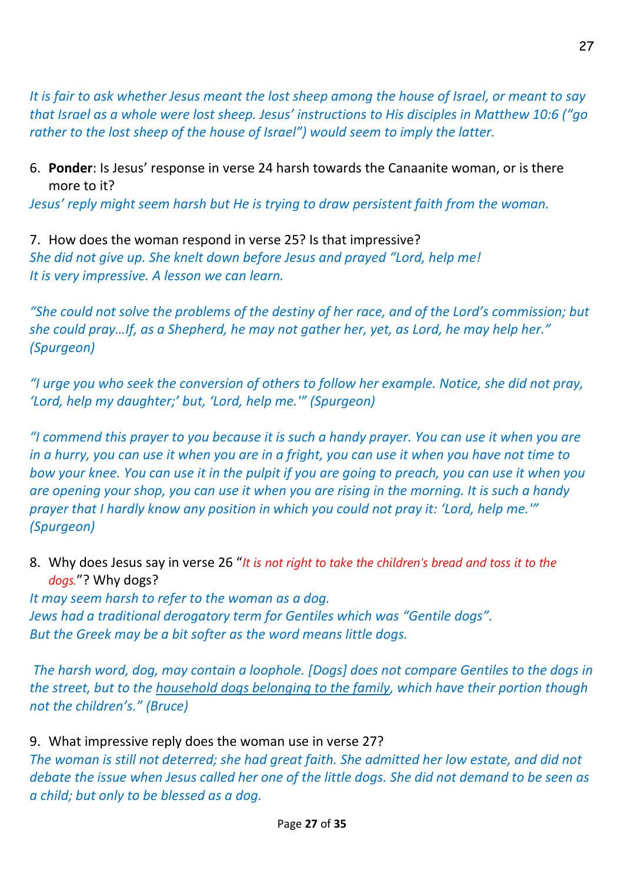*It is fair to ask whether Jesus meant the lost sheep among the house of Israel, or meant to say that Israel as a whole were lost sheep. Jesus' instructions to His disciples in Matthew 10:6 ("go rather to the lost sheep of the house of Israel") would seem to imply the latter.*

6. **Ponder**: Is Jesus' response in verse 24 harsh towards the Canaanite woman, or is there more to it?

*Jesus' reply might seem harsh but He is trying to draw persistent faith from the woman.*

7. How does the woman respond in verse 25? Is that impressive?

*She did not give up. She knelt down before Jesus and prayed "Lord, help me!*
*It is very impressive. A lesson we can learn.*

*"She could not solve the problems of the destiny of her race, and of the Lord's commission; but she could pray…If, as a Shepherd, he may not gather her, yet, as Lord, he may help her." (Spurgeon)*

*"I urge you who seek the conversion of others to follow her example. Notice, she did not pray, 'Lord, help my daughter;' but, 'Lord, help me.'" (Spurgeon)*

*"I commend this prayer to you because it is such a handy prayer. You can use it when you are in a hurry, you can use it when you are in a fright, you can use it when you have not time to bow your knee. You can use it in the pulpit if you are going to preach, you can use it when you are opening your shop, you can use it when you are rising in the morning. It is such a handy prayer that I hardly know any position in which you could not pray it: 'Lord, help me.'" (Spurgeon)*

8. Why does Jesus say in verse 26 "*It is not right to take the children's bread and toss it to the dogs.*"? Why dogs?

*It may seem harsh to refer to the woman as a dog.*
*Jews had a traditional derogatory term for Gentiles which was "Gentile dogs".*
*But the Greek may be a bit softer as the word means little dogs.*

*The harsh word, dog, may contain a loophole. [Dogs] does not compare Gentiles to the dogs in the street, but to the <u>household dogs belonging to the family</u>, which have their portion though not the children's." (Bruce)*

9. What impressive reply does the woman use in verse 27?

*The woman is still not deterred; she had great faith. She admitted her low estate, and did not debate the issue when Jesus called her one of the little dogs. She did not demand to be seen as a child; but only to be blessed as a dog.*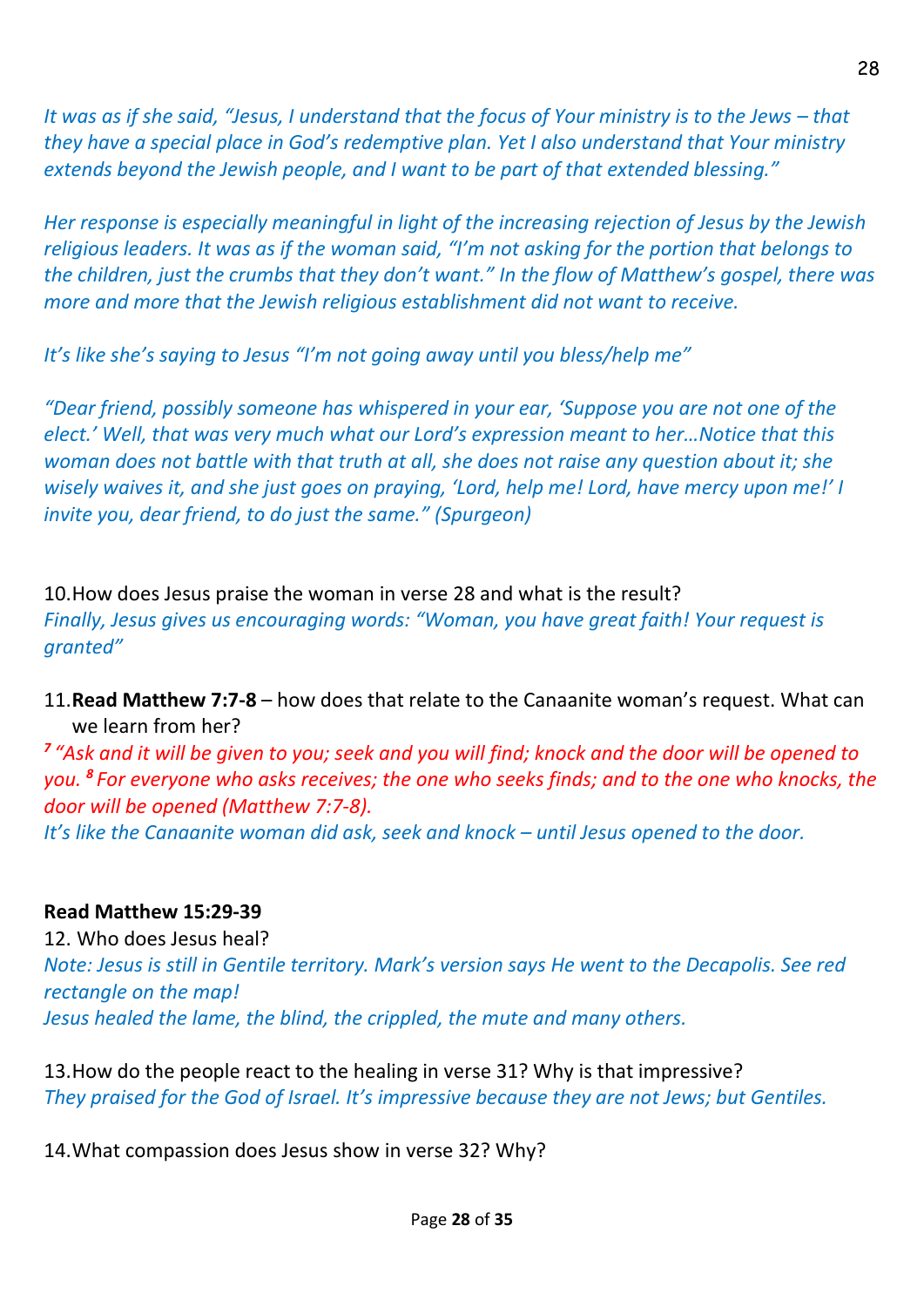*It was as if she said, “Jesus, I understand that the focus of Your ministry is to the Jews – that they have a special place in God’s redemptive plan. Yet I also understand that Your ministry extends beyond the Jewish people, and I want to be part of that extended blessing.”*

*Her response is especially meaningful in light of the increasing rejection of Jesus by the Jewish religious leaders. It was as if the woman said, “I’m not asking for the portion that belongs to the children, just the crumbs that they don’t want.” In the flow of Matthew’s gospel, there was more and more that the Jewish religious establishment did not want to receive.*

*It’s like she’s saying to Jesus “I’m not going away until you bless/help me”*

*“Dear friend, possibly someone has whispered in your ear, ‘Suppose you are not one of the elect.’ Well, that was very much what our Lord’s expression meant to her…Notice that this woman does not battle with that truth at all, she does not raise any question about it; she wisely waives it, and she just goes on praying, ‘Lord, help me! Lord, have mercy upon me!’ I invite you, dear friend, to do just the same.” (Spurgeon)*

10. How does Jesus praise the woman in verse 28 and what is the result?
*Finally, Jesus gives us encouraging words: “Woman, you have great faith! Your request is granted”*

11. **Read Matthew 7:7-8** – how does that relate to the Canaanite woman’s request. What can we learn from her?
*[7] “Ask and it will be given to you; seek and you will find; knock and the door will be opened to you. [8] For everyone who asks receives; the one who seeks finds; and to the one who knocks, the door will be opened (Matthew 7:7-8).*
*It’s like the Canaanite woman did ask, seek and knock – until Jesus opened to the door.*

**Read Matthew 15:29-39**

12. Who does Jesus heal?
*Note: Jesus is still in Gentile territory. Mark’s version says He went to the Decapolis. See red rectangle on the map!*
*Jesus healed the lame, the blind, the crippled, the mute and many others.*

13. How do the people react to the healing in verse 31? Why is that impressive?
*They praised for the God of Israel. It’s impressive because they are not Jews; but Gentiles.*

14. What compassion does Jesus show in verse 32? Why?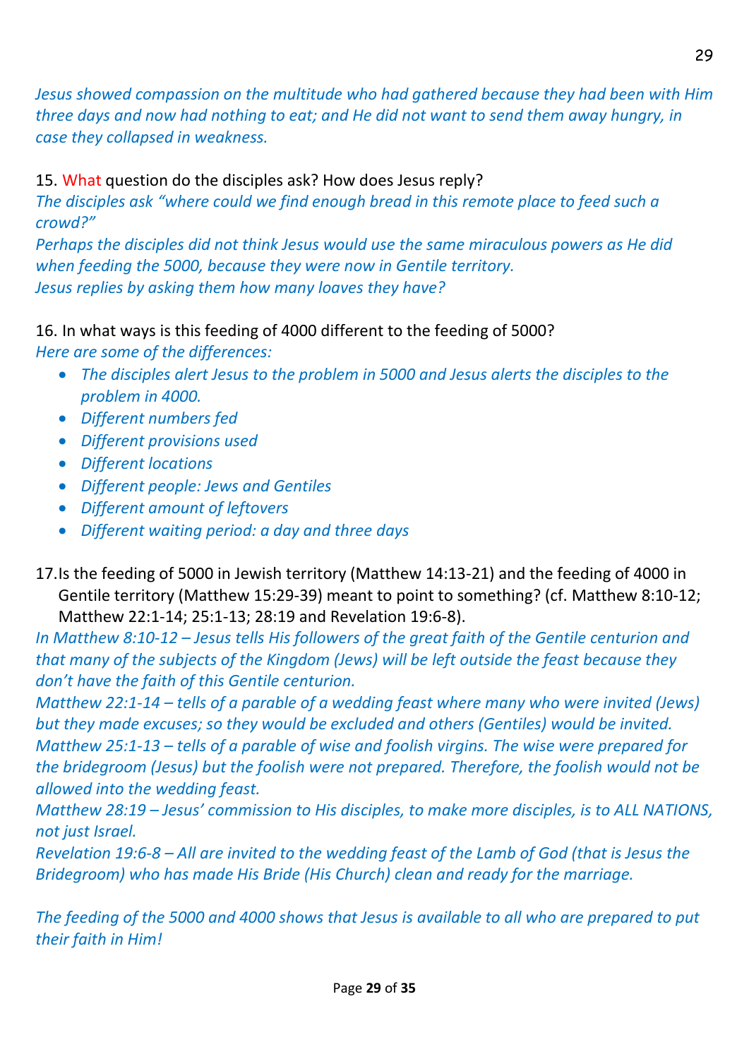*Jesus showed compassion on the multitude who had gathered because they had been with Him three days and now had nothing to eat; and He did not want to send them away hungry, in case they collapsed in weakness.*

15. What question do the disciples ask? How does Jesus reply?
*The disciples ask "where could we find enough bread in this remote place to feed such a crowd?"*
*Perhaps the disciples did not think Jesus would use the same miraculous powers as He did when feeding the 5000, because they were now in Gentile territory.*
*Jesus replies by asking them how many loaves they have?*

16. In what ways is this feeding of 4000 different to the feeding of 5000?
*Here are some of the differences:*

- *The disciples alert Jesus to the problem in 5000 and Jesus alerts the disciples to the problem in 4000.*
- *Different numbers fed*
- *Different provisions used*
- *Different locations*
- *Different people: Jews and Gentiles*
- *Different amount of leftovers*
- *Different waiting period: a day and three days*

17. Is the feeding of 5000 in Jewish territory (Matthew 14:13-21) and the feeding of 4000 in Gentile territory (Matthew 15:29-39) meant to point to something? (cf. Matthew 8:10-12; Matthew 22:1-14; 25:1-13; 28:19 and Revelation 19:6-8).
*In Matthew 8:10-12 – Jesus tells His followers of the great faith of the Gentile centurion and that many of the subjects of the Kingdom (Jews) will be left outside the feast because they don't have the faith of this Gentile centurion.*
*Matthew 22:1-14 – tells of a parable of a wedding feast where many who were invited (Jews) but they made excuses; so they would be excluded and others (Gentiles) would be invited.*
*Matthew 25:1-13 – tells of a parable of wise and foolish virgins. The wise were prepared for the bridegroom (Jesus) but the foolish were not prepared. Therefore, the foolish would not be allowed into the wedding feast.*
*Matthew 28:19 – Jesus' commission to His disciples, to make more disciples, is to ALL NATIONS, not just Israel.*
*Revelation 19:6-8 – All are invited to the wedding feast of the Lamb of God (that is Jesus the Bridegroom) who has made His Bride (His Church) clean and ready for the marriage.*

*The feeding of the 5000 and 4000 shows that Jesus is available to all who are prepared to put their faith in Him!*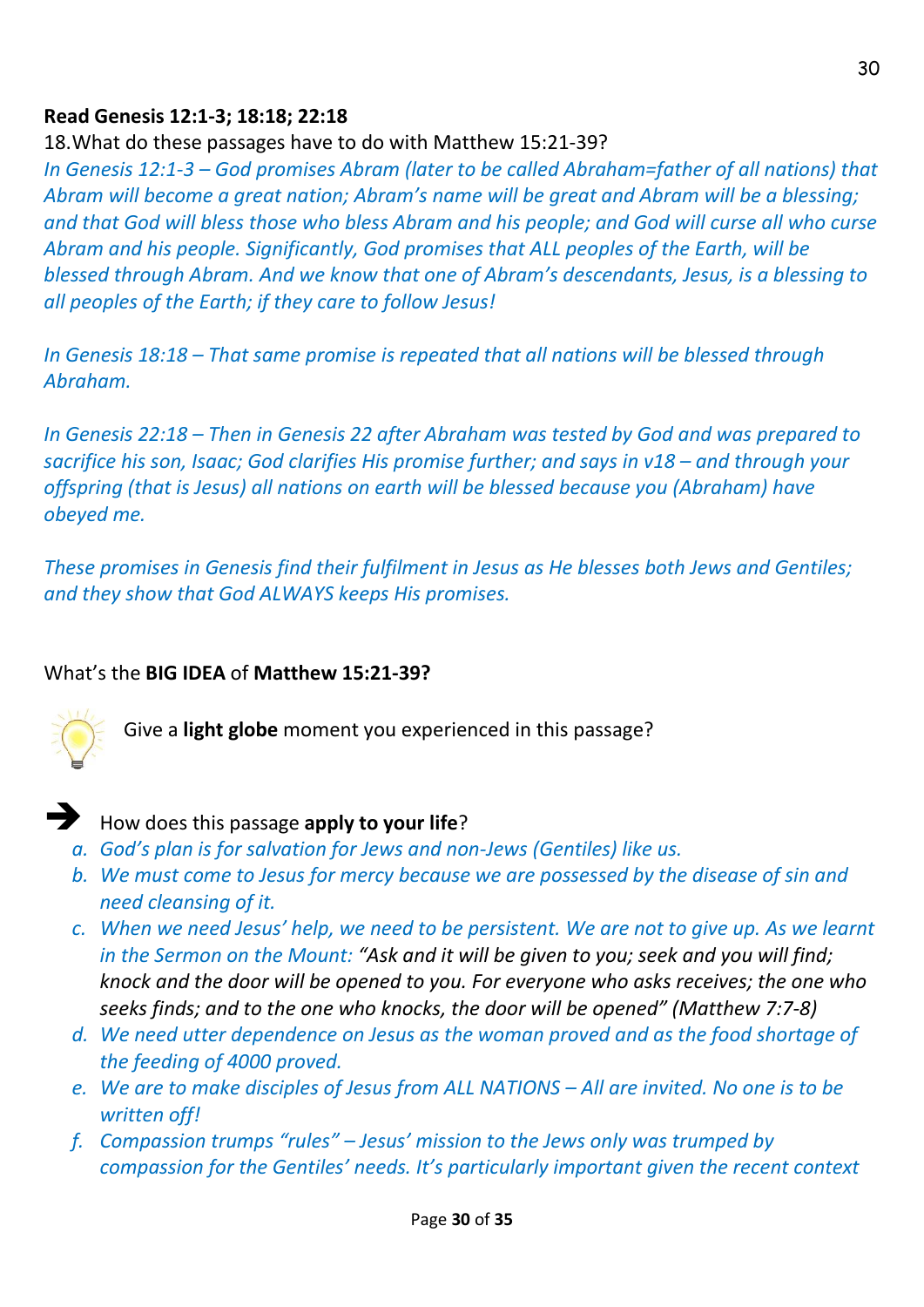**Read Genesis 12:1-3; 18:18; 22:18**

18.What do these passages have to do with Matthew 15:21-39?

*In Genesis 12:1-3 – God promises Abram (later to be called Abraham=father of all nations) that Abram will become a great nation; Abram's name will be great and Abram will be a blessing; and that God will bless those who bless Abram and his people; and God will curse all who curse Abram and his people. Significantly, God promises that ALL peoples of the Earth, will be blessed through Abram. And we know that one of Abram's descendants, Jesus, is a blessing to all peoples of the Earth; if they care to follow Jesus!*

*In Genesis 18:18 – That same promise is repeated that all nations will be blessed through Abraham.*

*In Genesis 22:18 – Then in Genesis 22 after Abraham was tested by God and was prepared to sacrifice his son, Isaac; God clarifies His promise further; and says in v18 – and through your offspring (that is Jesus) all nations on earth will be blessed because you (Abraham) have obeyed me.*

*These promises in Genesis find their fulfilment in Jesus as He blesses both Jews and Gentiles; and they show that God ALWAYS keeps His promises.*

What's the **BIG IDEA** of **Matthew 15:21-39?**

Give a **light globe** moment you experienced in this passage?

➔ How does this passage **apply to your life**?

a. *God's plan is for salvation for Jews and non-Jews (Gentiles) like us.*
b. *We must come to Jesus for mercy because we are possessed by the disease of sin and need cleansing of it.*
c. *When we need Jesus' help, we need to be persistent. We are not to give up. As we learnt in the Sermon on the Mount:* "Ask and it will be given to you; seek and you will find; knock and the door will be opened to you. For everyone who asks receives; the one who seeks finds; and to the one who knocks, the door will be opened" (Matthew 7:7-8)
d. *We need utter dependence on Jesus as the woman proved and as the food shortage of the feeding of 4000 proved.*
e. *We are to make disciples of Jesus from ALL NATIONS – All are invited. No one is to be written off!*
f. *Compassion trumps "rules" – Jesus' mission to the Jews only was trumped by compassion for the Gentiles' needs. It's particularly important given the recent context*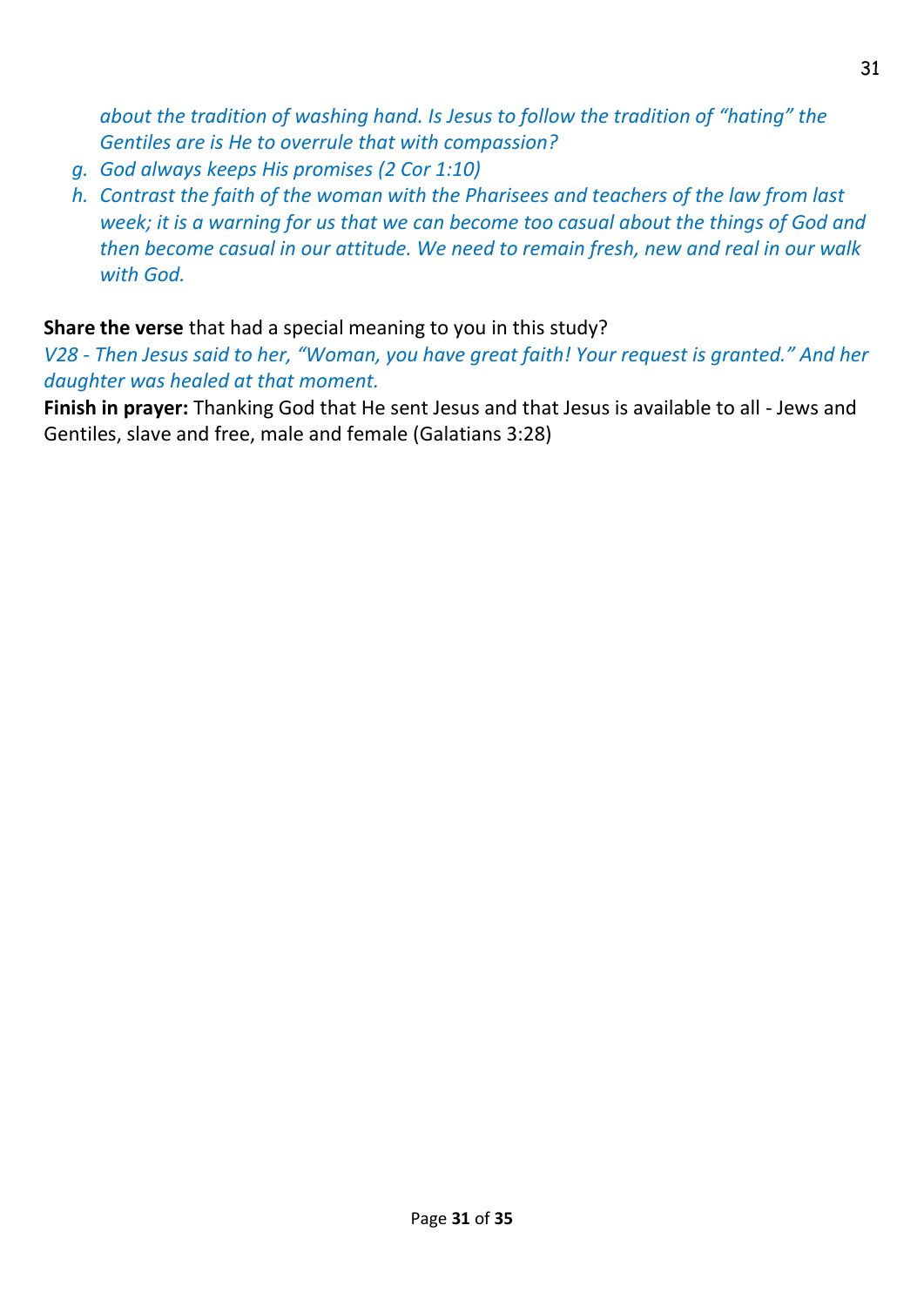*about the tradition of washing hand. Is Jesus to follow the tradition of “hating” the Gentiles are is He to overrule that with compassion?*

g. *God always keeps His promises (2 Cor 1:10)*
h. *Contrast the faith of the woman with the Pharisees and teachers of the law from last week; it is a warning for us that we can become too casual about the things of God and then become casual in our attitude. We need to remain fresh, new and real in our walk with God.*

**Share the verse** that had a special meaning to you in this study?

*V28 - Then Jesus said to her, “Woman, you have great faith! Your request is granted.” And her daughter was healed at that moment.*

**Finish in prayer:** Thanking God that He sent Jesus and that Jesus is available to all - Jews and Gentiles, slave and free, male and female (Galatians 3:28)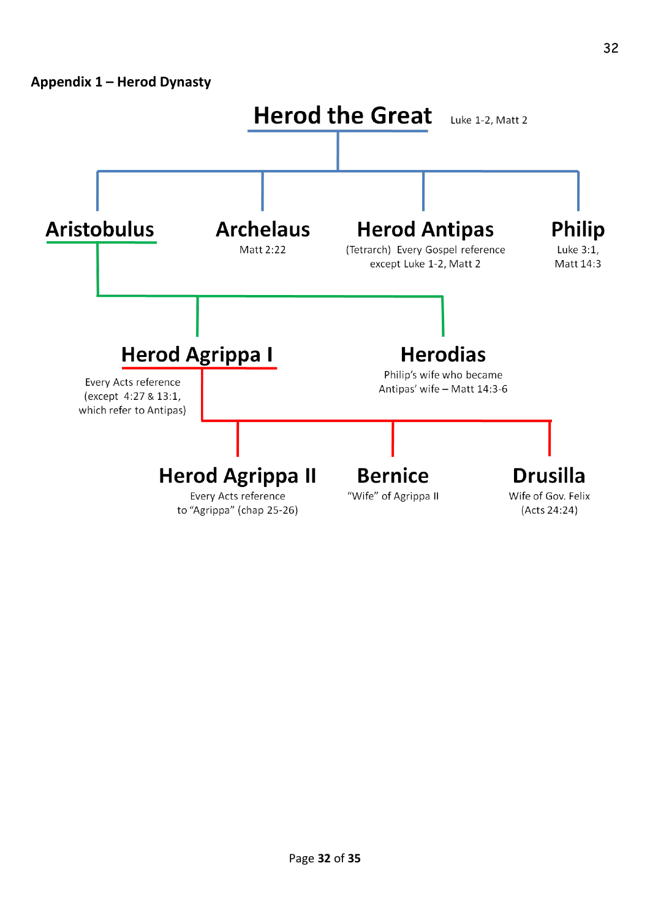## Appendix 1 – Herod Dynasty

**Herod the Great** Luke 1-2, Matt 2

- **Aristobulus**
  - **Herod Agrippa I** — Every Acts reference (except 4:27 & 13:1, which refer to Antipas)
    - **Herod Agrippa II** — Every Acts reference to "Agrippa" (chap 25-26)
    - **Bernice** — "Wife" of Agrippa II
    - **Drusilla** — Wife of Gov. Felix (Acts 24:24)
  - **Herodias** — Philip's wife who became Antipas' wife – Matt 14:3-6
- **Archelaus** — Matt 2:22
- **Herod Antipas** — (Tetrarch) Every Gospel reference except Luke 1-2, Matt 2
- **Philip** — Luke 3:1, Matt 14:3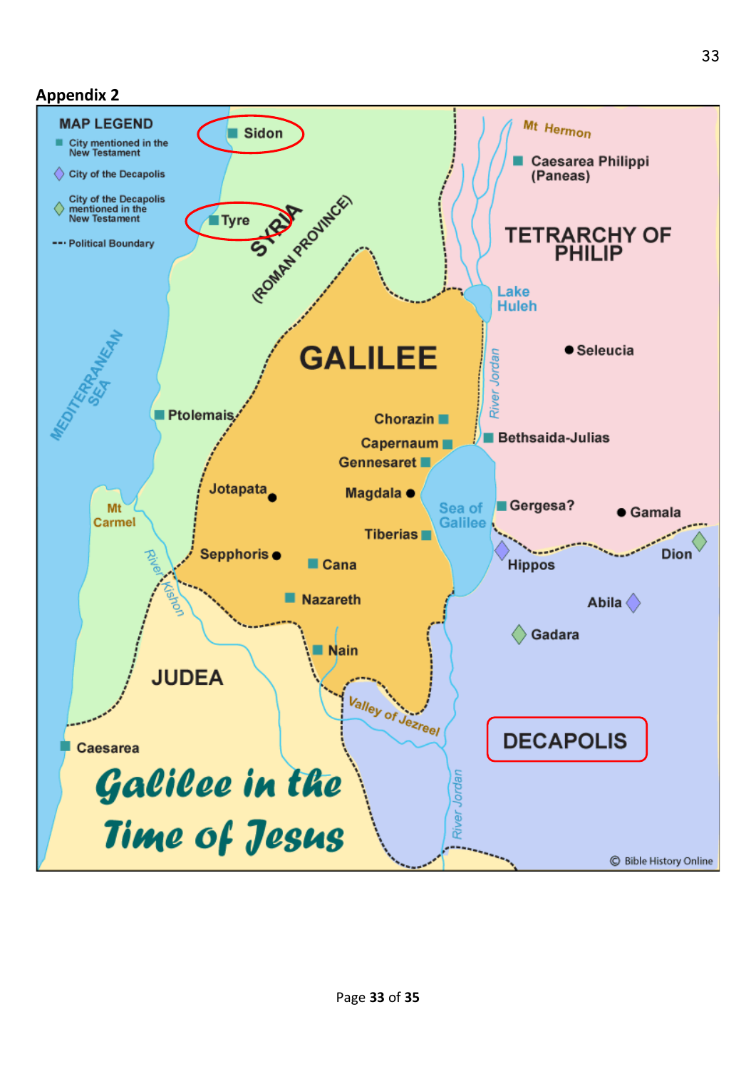## Appendix 2

MAP LEGEND

- City mentioned in the New Testament
- City of the Decapolis
- City of the Decapolis mentioned in the New Testament
- Political Boundary

Sidon

Tyre

SYRIA (ROMAN PROVINCE)

Mt Hermon

Caesarea Philippi (Paneas)

TETRARCHY OF PHILIP

Lake Huleh

MEDITERRANEAN SEA

GALILEE

Seleucia

River Jordan

Ptolemais

Chorazin

Capernaum

Gennesaret

Bethsaida-Julias

Jotapata

Magdala

Sea of Galilee

Gergesa?

Gamala

Mt Carmel

Tiberias

Dion

River Kishon

Sepphoris

Cana

Hippos

Abila

Nazareth

Gadara

Nain

JUDEA

Valley of Jezreel

Caesarea

DECAPOLIS

River Jordan

Galilee in the Time of Jesus

© Bible History Online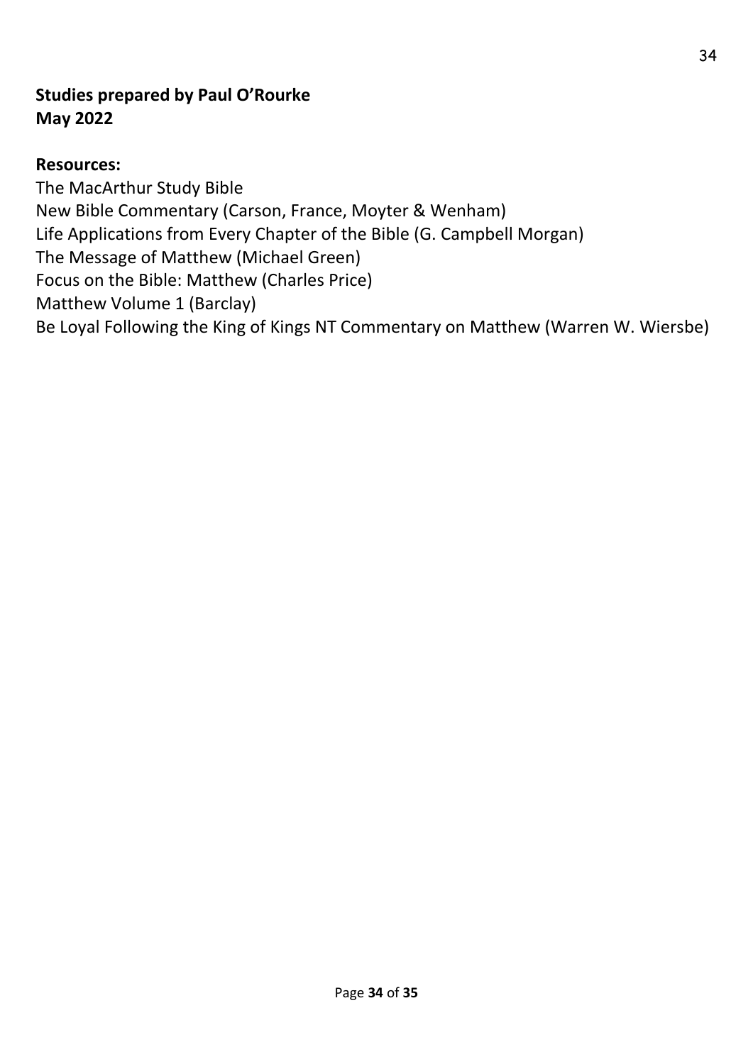**Studies prepared by Paul O'Rourke**
**May 2022**

**Resources:**

The MacArthur Study Bible
New Bible Commentary (Carson, France, Moyter & Wenham)
Life Applications from Every Chapter of the Bible (G. Campbell Morgan)
The Message of Matthew (Michael Green)
Focus on the Bible: Matthew (Charles Price)
Matthew Volume 1 (Barclay)
Be Loyal Following the King of Kings NT Commentary on Matthew (Warren W. Wiersbe)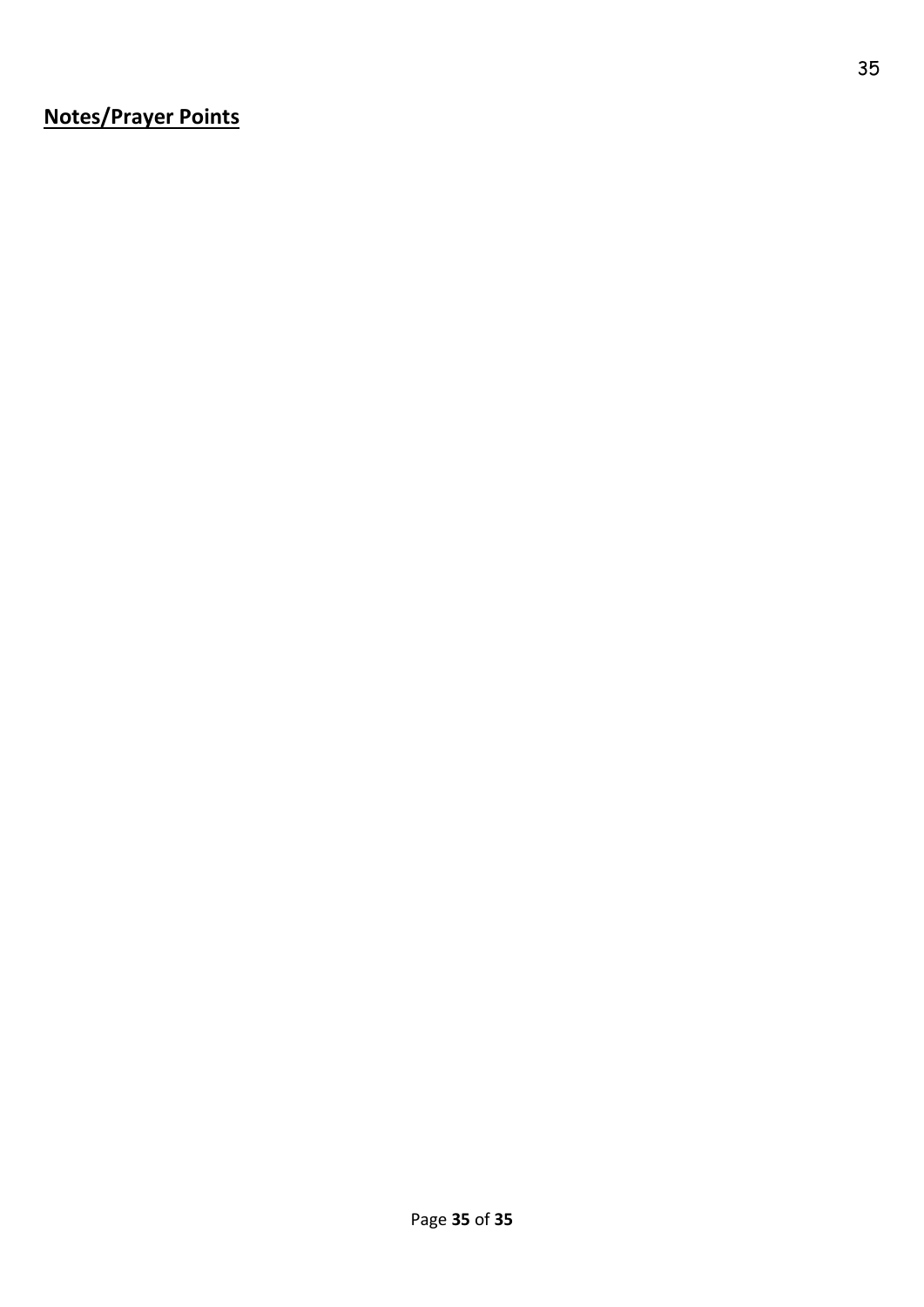**Notes/Prayer Points**